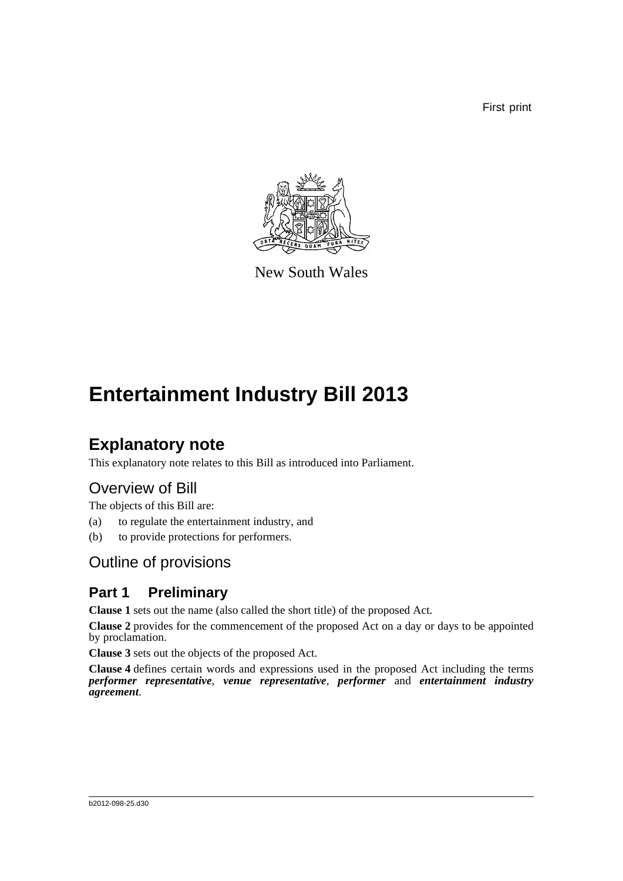First print

New South Wales

# Entertainment Industry Bill 2013

## Explanatory note

This explanatory note relates to this Bill as introduced into Parliament.

### Overview of Bill

The objects of this Bill are:

(a) to regulate the entertainment industry, and

(b) to provide protections for performers.

### Outline of provisions

## Part 1 Preliminary

**Clause 1** sets out the name (also called the short title) of the proposed Act.

**Clause 2** provides for the commencement of the proposed Act on a day or days to be appointed by proclamation.

**Clause 3** sets out the objects of the proposed Act.

**Clause 4** defines certain words and expressions used in the proposed Act including the terms ***performer representative***, ***venue representative***, ***performer*** and ***entertainment industry agreement***.

b2012-098-25.d30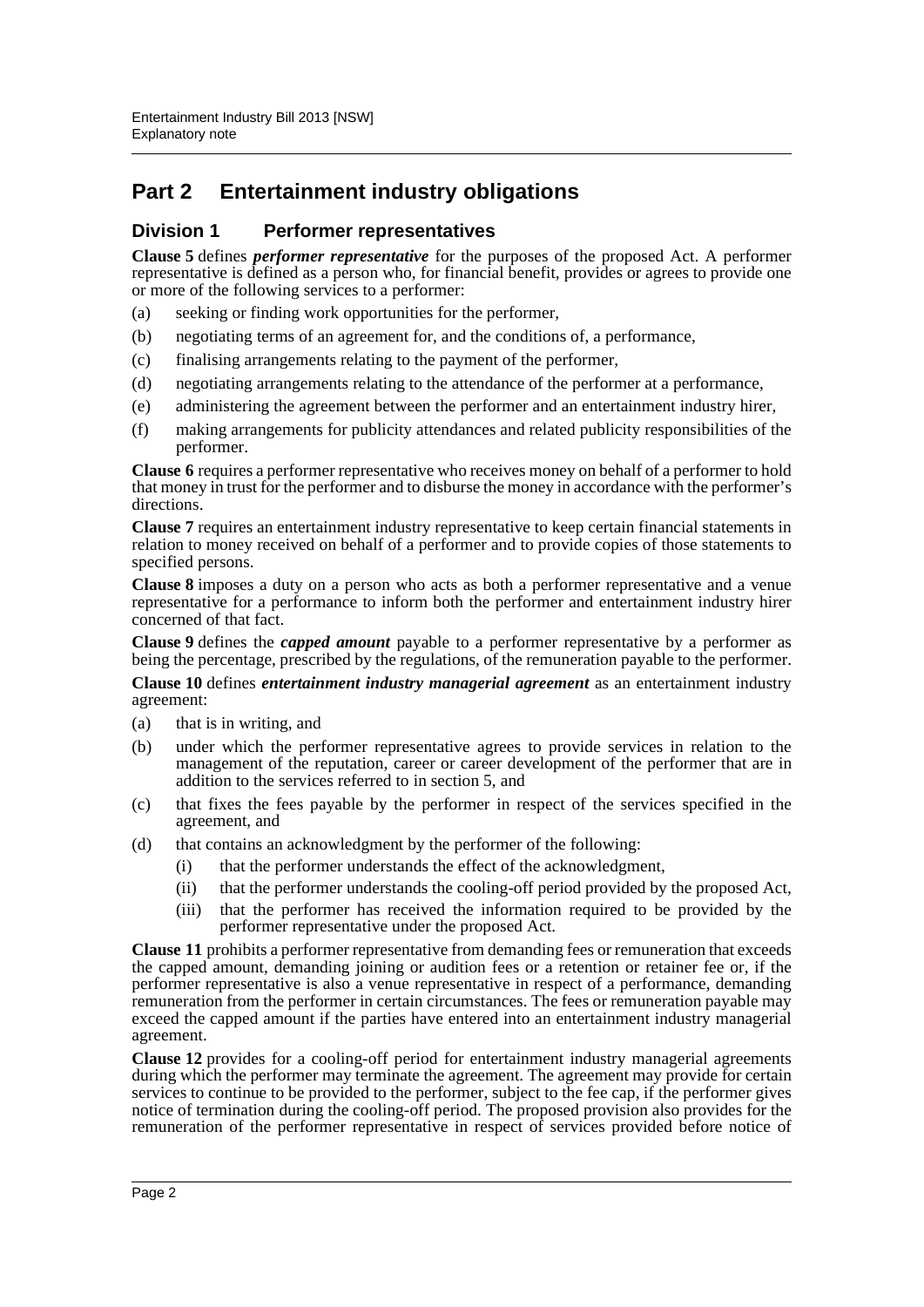## Part 2 Entertainment industry obligations

### Division 1 Performer representatives

**Clause 5** defines ***performer representative*** for the purposes of the proposed Act. A performer representative is defined as a person who, for financial benefit, provides or agrees to provide one or more of the following services to a performer:

(a) seeking or finding work opportunities for the performer,

(b) negotiating terms of an agreement for, and the conditions of, a performance,

(c) finalising arrangements relating to the payment of the performer,

(d) negotiating arrangements relating to the attendance of the performer at a performance,

(e) administering the agreement between the performer and an entertainment industry hirer,

(f) making arrangements for publicity attendances and related publicity responsibilities of the performer.

**Clause 6** requires a performer representative who receives money on behalf of a performer to hold that money in trust for the performer and to disburse the money in accordance with the performer's directions.

**Clause 7** requires an entertainment industry representative to keep certain financial statements in relation to money received on behalf of a performer and to provide copies of those statements to specified persons.

**Clause 8** imposes a duty on a person who acts as both a performer representative and a venue representative for a performance to inform both the performer and entertainment industry hirer concerned of that fact.

**Clause 9** defines the ***capped amount*** payable to a performer representative by a performer as being the percentage, prescribed by the regulations, of the remuneration payable to the performer.

**Clause 10** defines ***entertainment industry managerial agreement*** as an entertainment industry agreement:

(a) that is in writing, and

(b) under which the performer representative agrees to provide services in relation to the management of the reputation, career or career development of the performer that are in addition to the services referred to in section 5, and

(c) that fixes the fees payable by the performer in respect of the services specified in the agreement, and

(d) that contains an acknowledgment by the performer of the following:

  (i) that the performer understands the effect of the acknowledgment,

  (ii) that the performer understands the cooling-off period provided by the proposed Act,

  (iii) that the performer has received the information required to be provided by the performer representative under the proposed Act.

**Clause 11** prohibits a performer representative from demanding fees or remuneration that exceeds the capped amount, demanding joining or audition fees or a retention or retainer fee or, if the performer representative is also a venue representative in respect of a performance, demanding remuneration from the performer in certain circumstances. The fees or remuneration payable may exceed the capped amount if the parties have entered into an entertainment industry managerial agreement.

**Clause 12** provides for a cooling-off period for entertainment industry managerial agreements during which the performer may terminate the agreement. The agreement may provide for certain services to continue to be provided to the performer, subject to the fee cap, if the performer gives notice of termination during the cooling-off period. The proposed provision also provides for the remuneration of the performer representative in respect of services provided before notice of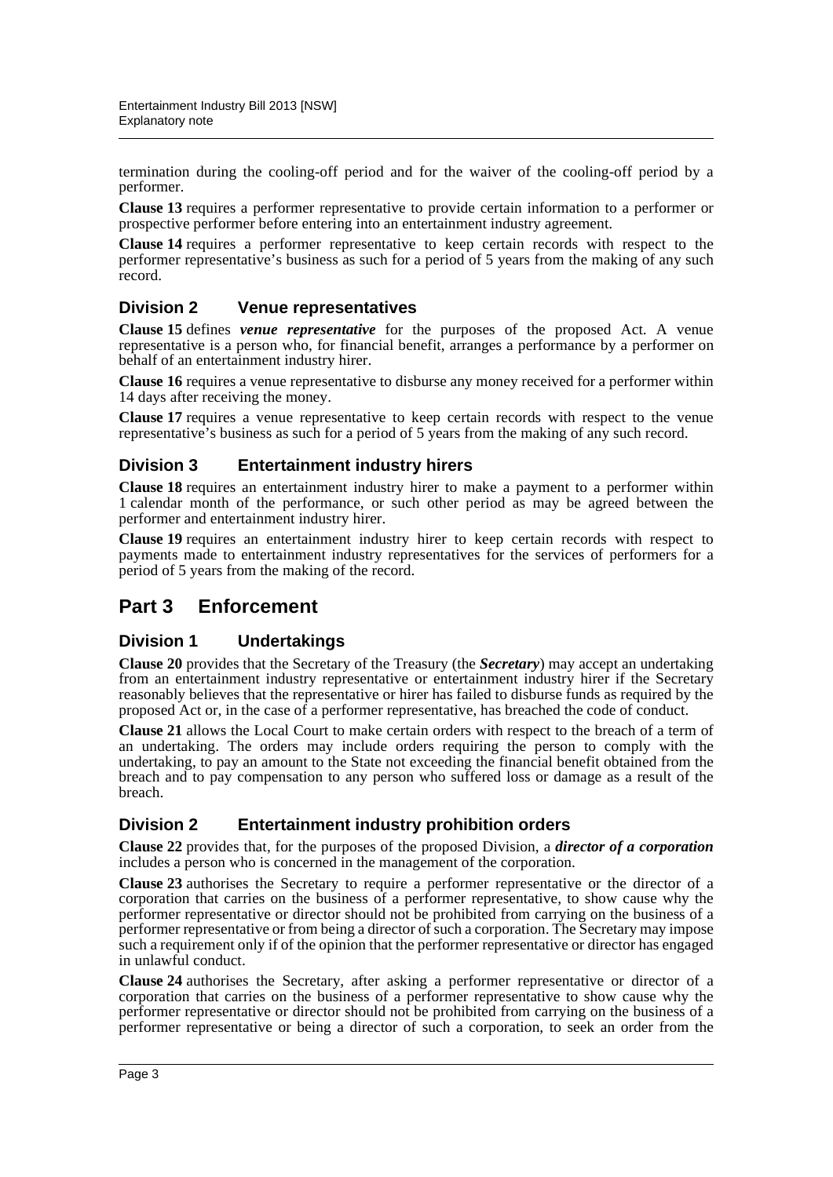termination during the cooling-off period and for the waiver of the cooling-off period by a performer.

**Clause 13** requires a performer representative to provide certain information to a performer or prospective performer before entering into an entertainment industry agreement.

**Clause 14** requires a performer representative to keep certain records with respect to the performer representative's business as such for a period of 5 years from the making of any such record.

### Division 2 Venue representatives

**Clause 15** defines ***venue representative*** for the purposes of the proposed Act. A venue representative is a person who, for financial benefit, arranges a performance by a performer on behalf of an entertainment industry hirer.

**Clause 16** requires a venue representative to disburse any money received for a performer within 14 days after receiving the money.

**Clause 17** requires a venue representative to keep certain records with respect to the venue representative's business as such for a period of 5 years from the making of any such record.

### Division 3 Entertainment industry hirers

**Clause 18** requires an entertainment industry hirer to make a payment to a performer within 1 calendar month of the performance, or such other period as may be agreed between the performer and entertainment industry hirer.

**Clause 19** requires an entertainment industry hirer to keep certain records with respect to payments made to entertainment industry representatives for the services of performers for a period of 5 years from the making of the record.

## Part 3 Enforcement

### Division 1 Undertakings

**Clause 20** provides that the Secretary of the Treasury (the ***Secretary***) may accept an undertaking from an entertainment industry representative or entertainment industry hirer if the Secretary reasonably believes that the representative or hirer has failed to disburse funds as required by the proposed Act or, in the case of a performer representative, has breached the code of conduct.

**Clause 21** allows the Local Court to make certain orders with respect to the breach of a term of an undertaking. The orders may include orders requiring the person to comply with the undertaking, to pay an amount to the State not exceeding the financial benefit obtained from the breach and to pay compensation to any person who suffered loss or damage as a result of the breach.

### Division 2 Entertainment industry prohibition orders

**Clause 22** provides that, for the purposes of the proposed Division, a ***director of a corporation*** includes a person who is concerned in the management of the corporation.

**Clause 23** authorises the Secretary to require a performer representative or the director of a corporation that carries on the business of a performer representative, to show cause why the performer representative or director should not be prohibited from carrying on the business of a performer representative or from being a director of such a corporation. The Secretary may impose such a requirement only if of the opinion that the performer representative or director has engaged in unlawful conduct.

**Clause 24** authorises the Secretary, after asking a performer representative or director of a corporation that carries on the business of a performer representative to show cause why the performer representative or director should not be prohibited from carrying on the business of a performer representative or being a director of such a corporation, to seek an order from the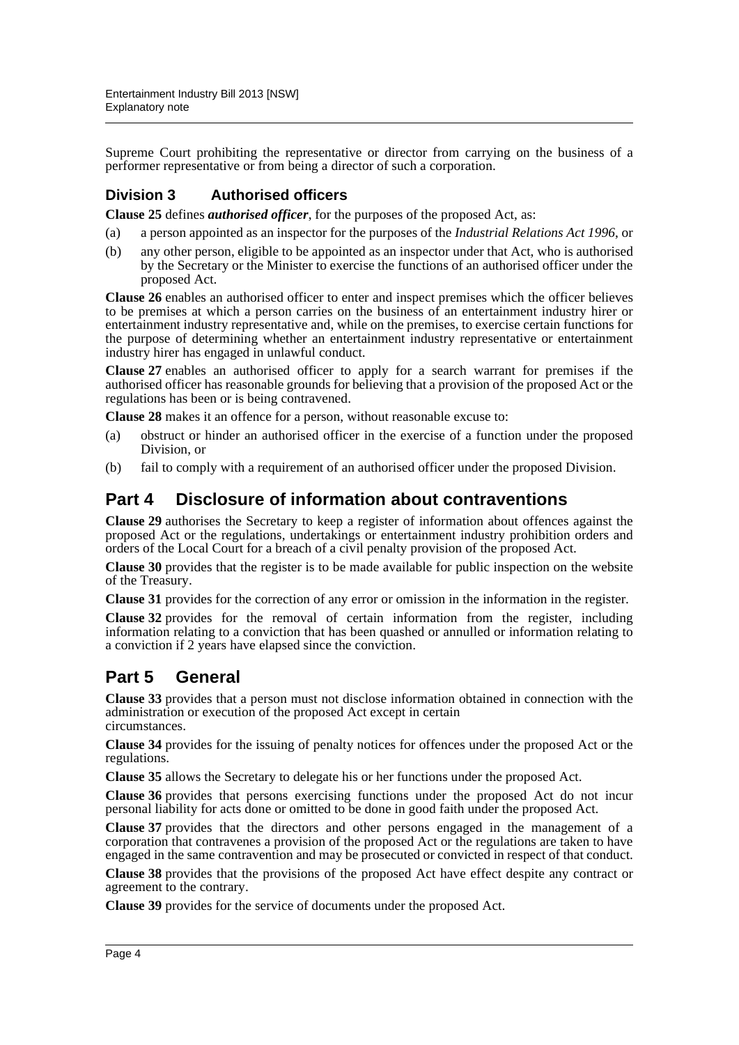Supreme Court prohibiting the representative or director from carrying on the business of a performer representative or from being a director of such a corporation.

### Division 3 Authorised officers

**Clause 25** defines ***authorised officer***, for the purposes of the proposed Act, as:

(a) a person appointed as an inspector for the purposes of the *Industrial Relations Act 1996*, or

(b) any other person, eligible to be appointed as an inspector under that Act, who is authorised by the Secretary or the Minister to exercise the functions of an authorised officer under the proposed Act.

**Clause 26** enables an authorised officer to enter and inspect premises which the officer believes to be premises at which a person carries on the business of an entertainment industry hirer or entertainment industry representative and, while on the premises, to exercise certain functions for the purpose of determining whether an entertainment industry representative or entertainment industry hirer has engaged in unlawful conduct.

**Clause 27** enables an authorised officer to apply for a search warrant for premises if the authorised officer has reasonable grounds for believing that a provision of the proposed Act or the regulations has been or is being contravened.

**Clause 28** makes it an offence for a person, without reasonable excuse to:

(a) obstruct or hinder an authorised officer in the exercise of a function under the proposed Division, or

(b) fail to comply with a requirement of an authorised officer under the proposed Division.

## Part 4 Disclosure of information about contraventions

**Clause 29** authorises the Secretary to keep a register of information about offences against the proposed Act or the regulations, undertakings or entertainment industry prohibition orders and orders of the Local Court for a breach of a civil penalty provision of the proposed Act.

**Clause 30** provides that the register is to be made available for public inspection on the website of the Treasury.

**Clause 31** provides for the correction of any error or omission in the information in the register.

**Clause 32** provides for the removal of certain information from the register, including information relating to a conviction that has been quashed or annulled or information relating to a conviction if 2 years have elapsed since the conviction.

## Part 5 General

**Clause 33** provides that a person must not disclose information obtained in connection with the administration or execution of the proposed Act except in certain circumstances.

**Clause 34** provides for the issuing of penalty notices for offences under the proposed Act or the regulations.

**Clause 35** allows the Secretary to delegate his or her functions under the proposed Act.

**Clause 36** provides that persons exercising functions under the proposed Act do not incur personal liability for acts done or omitted to be done in good faith under the proposed Act.

**Clause 37** provides that the directors and other persons engaged in the management of a corporation that contravenes a provision of the proposed Act or the regulations are taken to have engaged in the same contravention and may be prosecuted or convicted in respect of that conduct.

**Clause 38** provides that the provisions of the proposed Act have effect despite any contract or agreement to the contrary.

**Clause 39** provides for the service of documents under the proposed Act.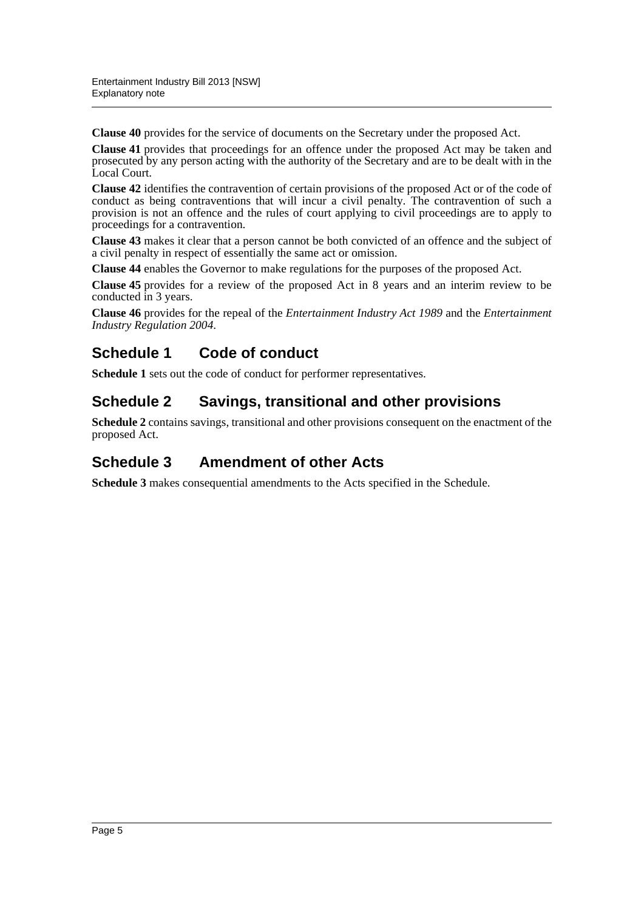**Clause 40** provides for the service of documents on the Secretary under the proposed Act.

**Clause 41** provides that proceedings for an offence under the proposed Act may be taken and prosecuted by any person acting with the authority of the Secretary and are to be dealt with in the Local Court.

**Clause 42** identifies the contravention of certain provisions of the proposed Act or of the code of conduct as being contraventions that will incur a civil penalty. The contravention of such a provision is not an offence and the rules of court applying to civil proceedings are to apply to proceedings for a contravention.

**Clause 43** makes it clear that a person cannot be both convicted of an offence and the subject of a civil penalty in respect of essentially the same act or omission.

**Clause 44** enables the Governor to make regulations for the purposes of the proposed Act.

**Clause 45** provides for a review of the proposed Act in 8 years and an interim review to be conducted in 3 years.

**Clause 46** provides for the repeal of the *Entertainment Industry Act 1989* and the *Entertainment Industry Regulation 2004*.

## Schedule 1 Code of conduct

**Schedule 1** sets out the code of conduct for performer representatives.

## Schedule 2 Savings, transitional and other provisions

**Schedule 2** contains savings, transitional and other provisions consequent on the enactment of the proposed Act.

## Schedule 3 Amendment of other Acts

**Schedule 3** makes consequential amendments to the Acts specified in the Schedule.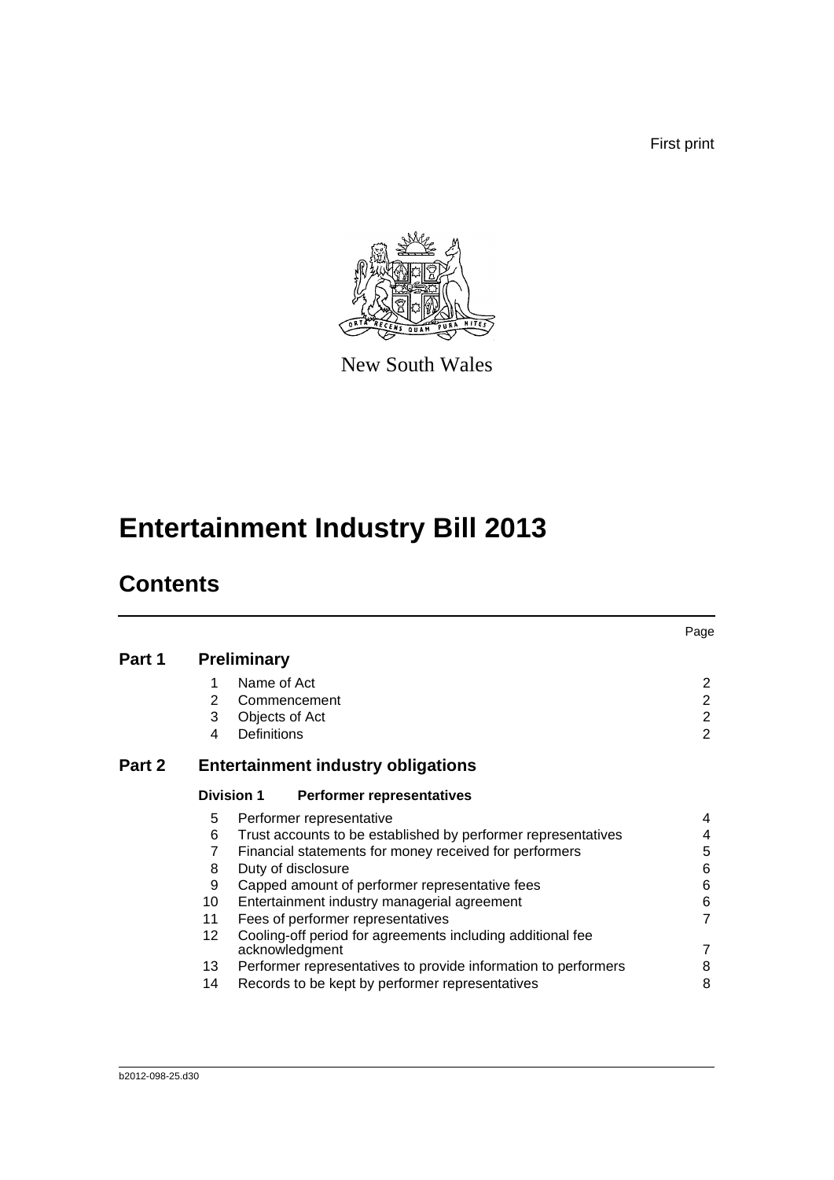First print

New South Wales

# Entertainment Industry Bill 2013

## Contents

| | | | Page |
|---|---|---|---|
| **Part 1** | **Preliminary** | | |
| | 1 | Name of Act | 2 |
| | 2 | Commencement | 2 |
| | 3 | Objects of Act | 2 |
| | 4 | Definitions | 2 |
| **Part 2** | **Entertainment industry obligations** | | |
| | **Division 1** | **Performer representatives** | |
| | 5 | Performer representative | 4 |
| | 6 | Trust accounts to be established by performer representatives | 4 |
| | 7 | Financial statements for money received for performers | 5 |
| | 8 | Duty of disclosure | 6 |
| | 9 | Capped amount of performer representative fees | 6 |
| | 10 | Entertainment industry managerial agreement | 6 |
| | 11 | Fees of performer representatives | 7 |
| | 12 | Cooling-off period for agreements including additional fee acknowledgment | 7 |
| | 13 | Performer representatives to provide information to performers | 8 |
| | 14 | Records to be kept by performer representatives | 8 |

b2012-098-25.d30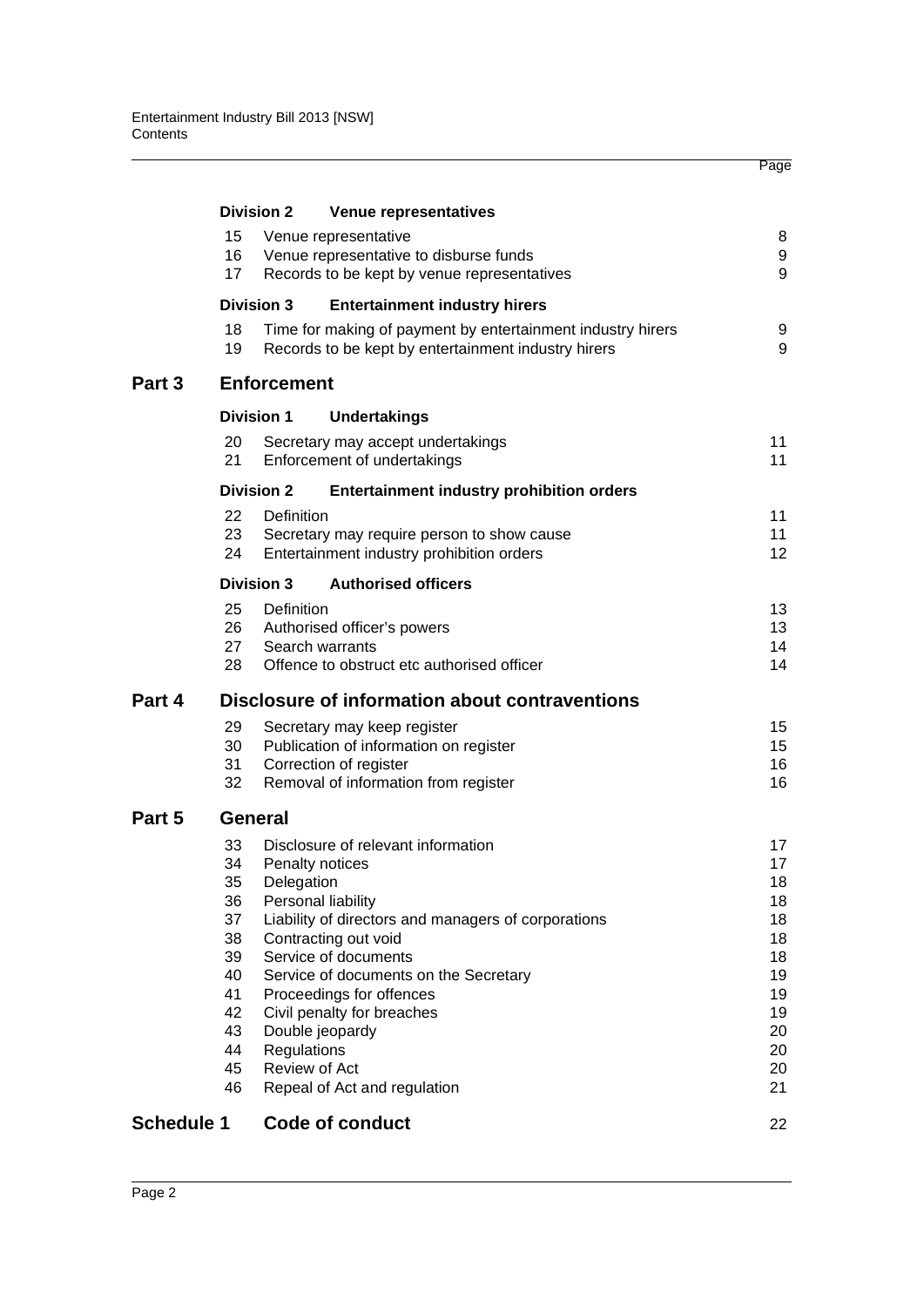| | | | Page |
|---|---|---|---|
| | **Division 2** | **Venue representatives** | |
| | 15 | Venue representative | 8 |
| | 16 | Venue representative to disburse funds | 9 |
| | 17 | Records to be kept by venue representatives | 9 |
| | **Division 3** | **Entertainment industry hirers** | |
| | 18 | Time for making of payment by entertainment industry hirers | 9 |
| | 19 | Records to be kept by entertainment industry hirers | 9 |
| **Part 3** | **Enforcement** | | |
| | **Division 1** | **Undertakings** | |
| | 20 | Secretary may accept undertakings | 11 |
| | 21 | Enforcement of undertakings | 11 |
| | **Division 2** | **Entertainment industry prohibition orders** | |
| | 22 | Definition | 11 |
| | 23 | Secretary may require person to show cause | 11 |
| | 24 | Entertainment industry prohibition orders | 12 |
| | **Division 3** | **Authorised officers** | |
| | 25 | Definition | 13 |
| | 26 | Authorised officer's powers | 13 |
| | 27 | Search warrants | 14 |
| | 28 | Offence to obstruct etc authorised officer | 14 |
| **Part 4** | **Disclosure of information about contraventions** | | |
| | 29 | Secretary may keep register | 15 |
| | 30 | Publication of information on register | 15 |
| | 31 | Correction of register | 16 |
| | 32 | Removal of information from register | 16 |
| **Part 5** | **General** | | |
| | 33 | Disclosure of relevant information | 17 |
| | 34 | Penalty notices | 17 |
| | 35 | Delegation | 18 |
| | 36 | Personal liability | 18 |
| | 37 | Liability of directors and managers of corporations | 18 |
| | 38 | Contracting out void | 18 |
| | 39 | Service of documents | 18 |
| | 40 | Service of documents on the Secretary | 19 |
| | 41 | Proceedings for offences | 19 |
| | 42 | Civil penalty for breaches | 19 |
| | 43 | Double jeopardy | 20 |
| | 44 | Regulations | 20 |
| | 45 | Review of Act | 20 |
| | 46 | Repeal of Act and regulation | 21 |
| **Schedule 1** | **Code of conduct** | | 22 |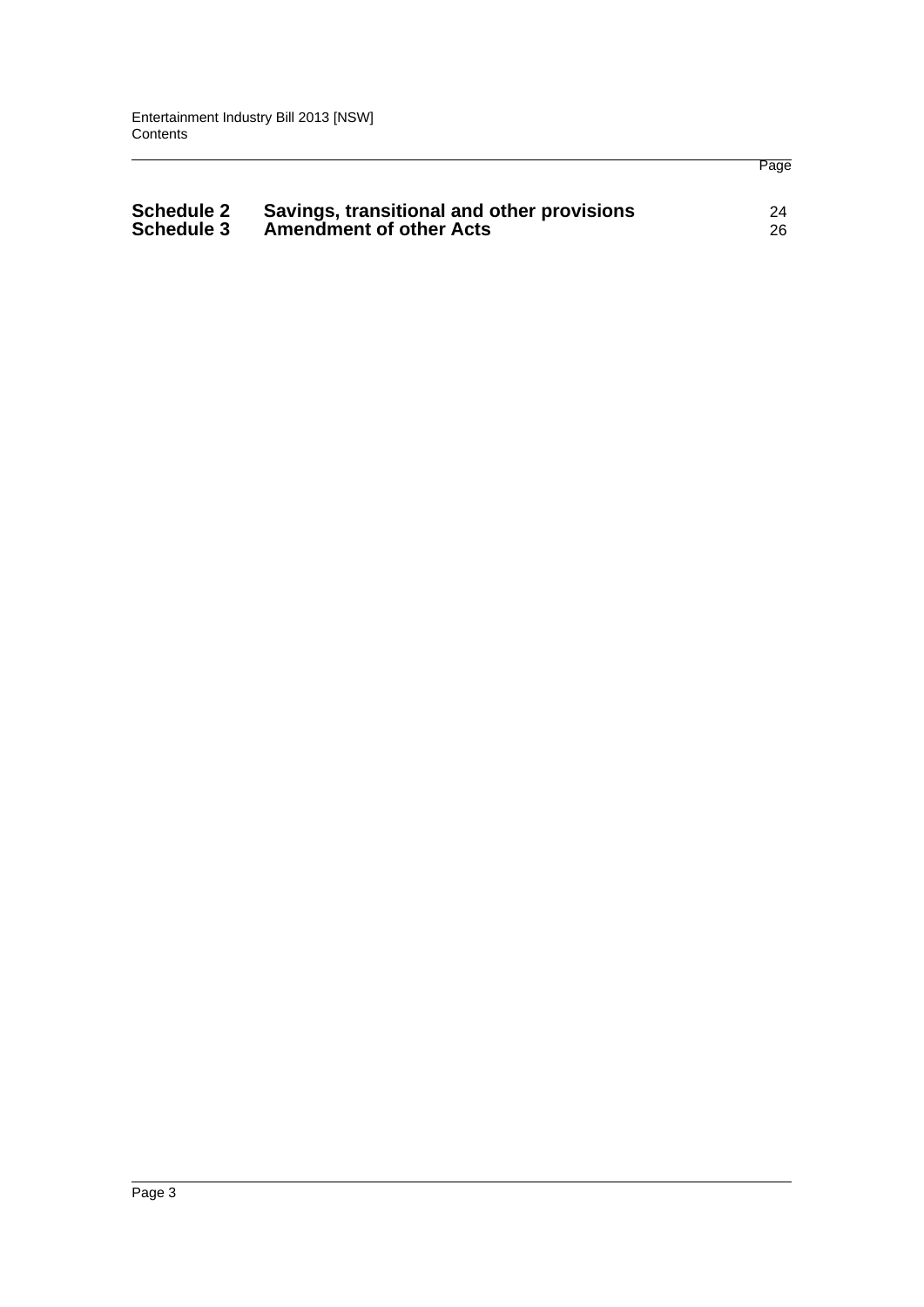| | | Page |
|---|---|---|
| **Schedule 2** | **Savings, transitional and other provisions** | 24 |
| **Schedule 3** | **Amendment of other Acts** | 26 |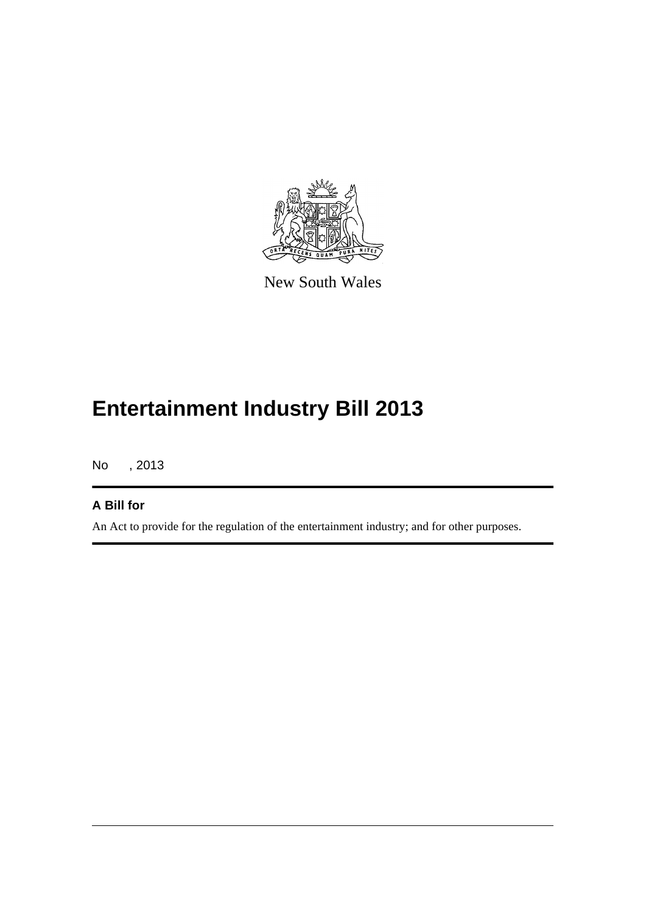New South Wales

# Entertainment Industry Bill 2013

No , 2013

**A Bill for**

An Act to provide for the regulation of the entertainment industry; and for other purposes.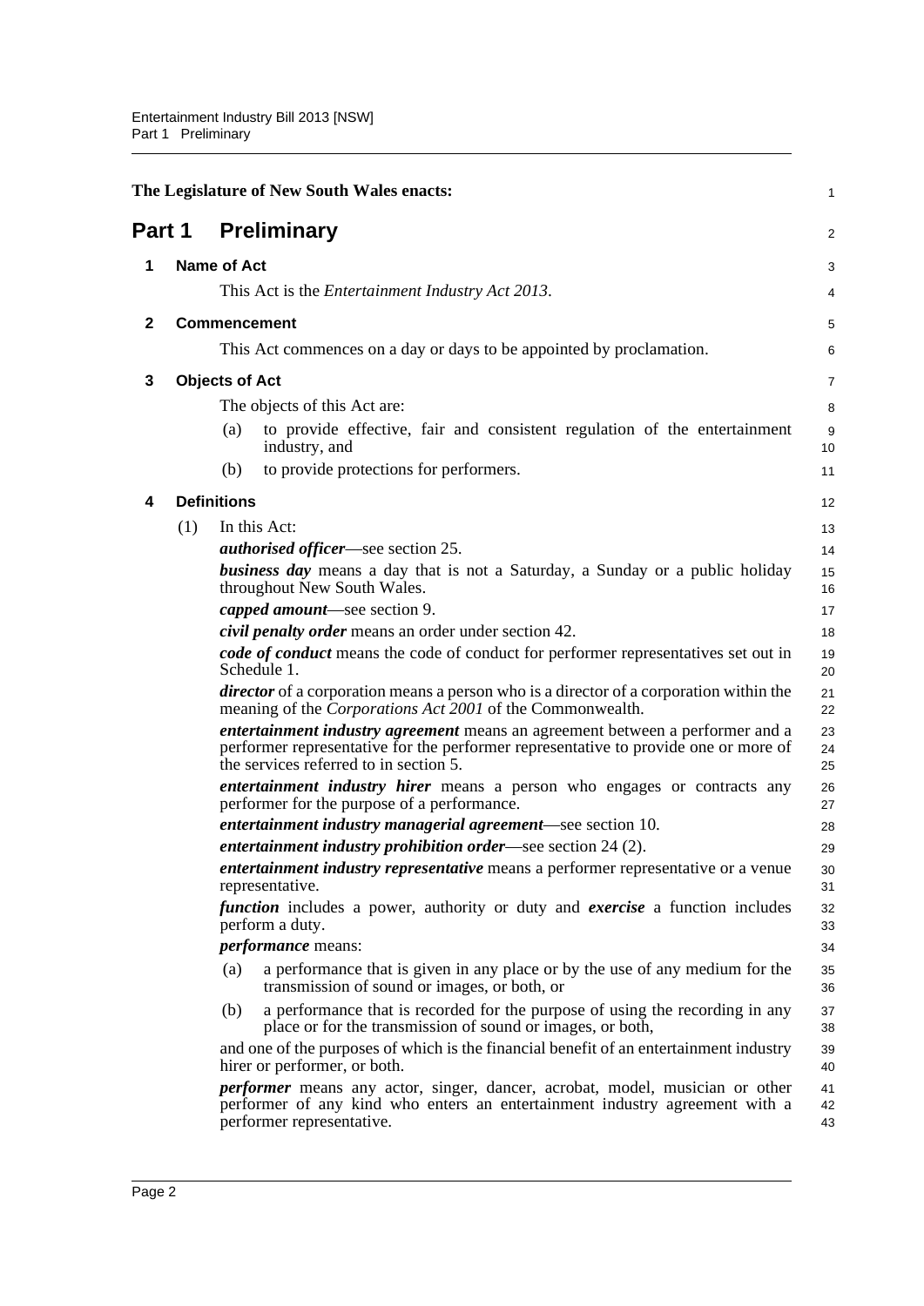The Legislature of New South Wales enacts:

# Part 1 Preliminary

## 1 Name of Act

This Act is the *Entertainment Industry Act 2013*.

## 2 Commencement

This Act commences on a day or days to be appointed by proclamation.

## 3 Objects of Act

The objects of this Act are:

(a) to provide effective, fair and consistent regulation of the entertainment industry, and

(b) to provide protections for performers.

## 4 Definitions

(1) In this Act:

***authorised officer***—see section 25.

***business day*** means a day that is not a Saturday, a Sunday or a public holiday throughout New South Wales.

***capped amount***—see section 9.

***civil penalty order*** means an order under section 42.

***code of conduct*** means the code of conduct for performer representatives set out in Schedule 1.

***director*** of a corporation means a person who is a director of a corporation within the meaning of the *Corporations Act 2001* of the Commonwealth.

***entertainment industry agreement*** means an agreement between a performer and a performer representative for the performer representative to provide one or more of the services referred to in section 5.

***entertainment industry hirer*** means a person who engages or contracts any performer for the purpose of a performance.

***entertainment industry managerial agreement***—see section 10.

***entertainment industry prohibition order***—see section 24 (2).

***entertainment industry representative*** means a performer representative or a venue representative.

***function*** includes a power, authority or duty and ***exercise*** a function includes perform a duty.

***performance*** means:

(a) a performance that is given in any place or by the use of any medium for the transmission of sound or images, or both, or

(b) a performance that is recorded for the purpose of using the recording in any place or for the transmission of sound or images, or both,

and one of the purposes of which is the financial benefit of an entertainment industry hirer or performer, or both.

***performer*** means any actor, singer, dancer, acrobat, model, musician or other performer of any kind who enters an entertainment industry agreement with a performer representative.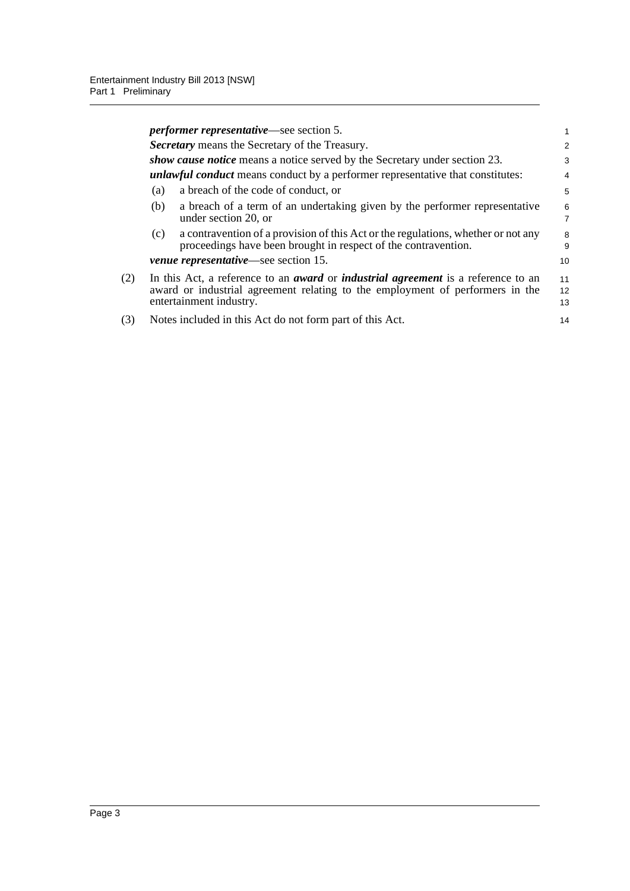***performer representative***—see section 5.

***Secretary*** means the Secretary of the Treasury.

***show cause notice*** means a notice served by the Secretary under section 23.

***unlawful conduct*** means conduct by a performer representative that constitutes:

(a) a breach of the code of conduct, or

(b) a breach of a term of an undertaking given by the performer representative under section 20, or

(c) a contravention of a provision of this Act or the regulations, whether or not any proceedings have been brought in respect of the contravention.

***venue representative***—see section 15.

(2) In this Act, a reference to an ***award*** or ***industrial agreement*** is a reference to an award or industrial agreement relating to the employment of performers in the entertainment industry.

(3) Notes included in this Act do not form part of this Act.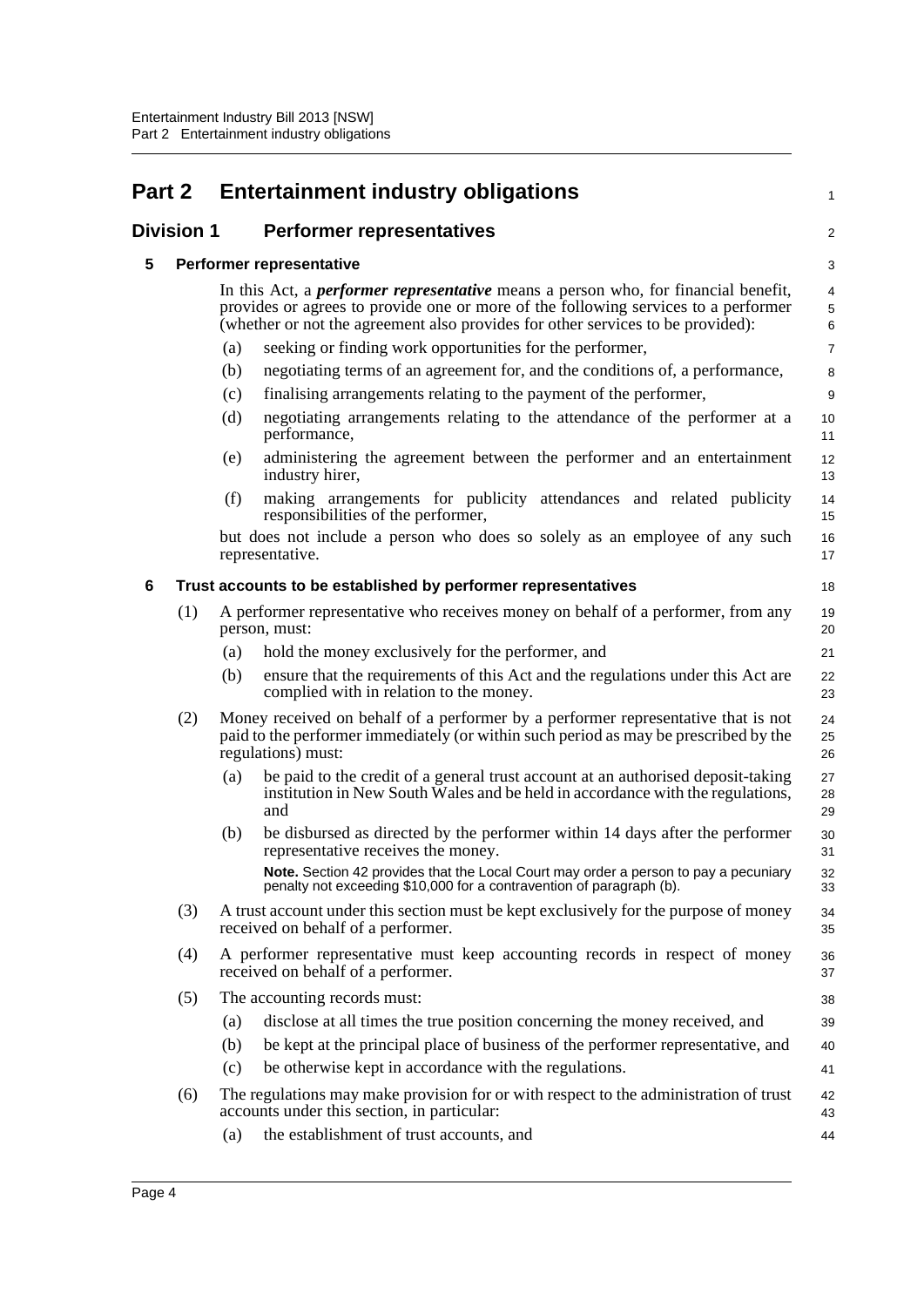# Part 2 Entertainment industry obligations

## Division 1 Performer representatives

### 5 Performer representative

In this Act, a ***performer representative*** means a person who, for financial benefit, provides or agrees to provide one or more of the following services to a performer (whether or not the agreement also provides for other services to be provided):

(a) seeking or finding work opportunities for the performer,

(b) negotiating terms of an agreement for, and the conditions of, a performance,

(c) finalising arrangements relating to the payment of the performer,

(d) negotiating arrangements relating to the attendance of the performer at a performance,

(e) administering the agreement between the performer and an entertainment industry hirer,

(f) making arrangements for publicity attendances and related publicity responsibilities of the performer,

but does not include a person who does so solely as an employee of any such representative.

### 6 Trust accounts to be established by performer representatives

(1) A performer representative who receives money on behalf of a performer, from any person, must:

(a) hold the money exclusively for the performer, and

(b) ensure that the requirements of this Act and the regulations under this Act are complied with in relation to the money.

(2) Money received on behalf of a performer by a performer representative that is not paid to the performer immediately (or within such period as may be prescribed by the regulations) must:

(a) be paid to the credit of a general trust account at an authorised deposit-taking institution in New South Wales and be held in accordance with the regulations, and

(b) be disbursed as directed by the performer within 14 days after the performer representative receives the money.

**Note.** Section 42 provides that the Local Court may order a person to pay a pecuniary penalty not exceeding $10,000 for a contravention of paragraph (b).

(3) A trust account under this section must be kept exclusively for the purpose of money received on behalf of a performer.

(4) A performer representative must keep accounting records in respect of money received on behalf of a performer.

(5) The accounting records must:

(a) disclose at all times the true position concerning the money received, and

(b) be kept at the principal place of business of the performer representative, and

(c) be otherwise kept in accordance with the regulations.

(6) The regulations may make provision for or with respect to the administration of trust accounts under this section, in particular:

(a) the establishment of trust accounts, and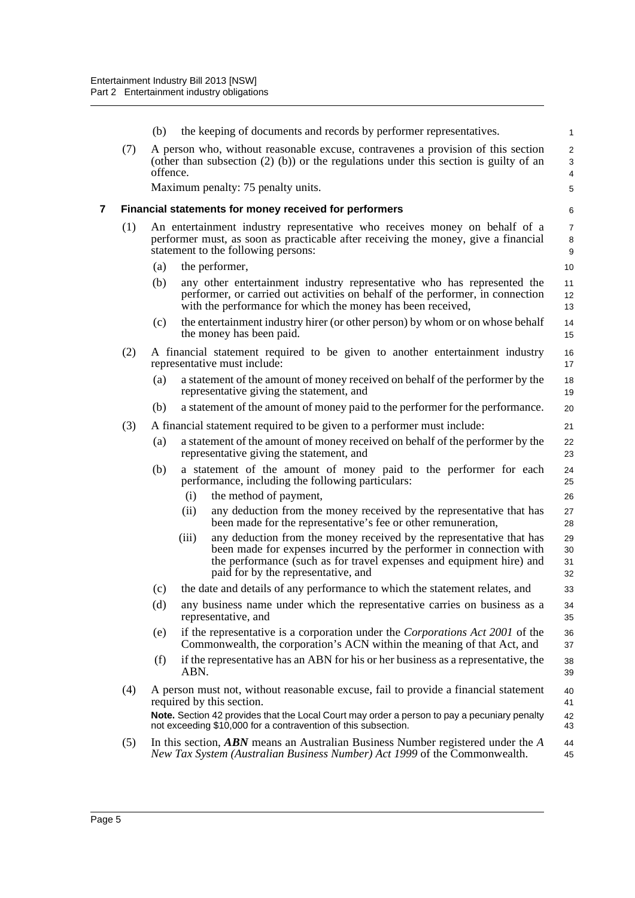(b) the keeping of documents and records by performer representatives.

(7) A person who, without reasonable excuse, contravenes a provision of this section (other than subsection (2) (b)) or the regulations under this section is guilty of an offence.

Maximum penalty: 75 penalty units.

### 7 Financial statements for money received for performers

(1) An entertainment industry representative who receives money on behalf of a performer must, as soon as practicable after receiving the money, give a financial statement to the following persons:

(a) the performer,

(b) any other entertainment industry representative who has represented the performer, or carried out activities on behalf of the performer, in connection with the performance for which the money has been received,

(c) the entertainment industry hirer (or other person) by whom or on whose behalf the money has been paid.

(2) A financial statement required to be given to another entertainment industry representative must include:

(a) a statement of the amount of money received on behalf of the performer by the representative giving the statement, and

(b) a statement of the amount of money paid to the performer for the performance.

(3) A financial statement required to be given to a performer must include:

(a) a statement of the amount of money received on behalf of the performer by the representative giving the statement, and

(b) a statement of the amount of money paid to the performer for each performance, including the following particulars:

(i) the method of payment,

(ii) any deduction from the money received by the representative that has been made for the representative's fee or other remuneration,

(iii) any deduction from the money received by the representative that has been made for expenses incurred by the performer in connection with the performance (such as for travel expenses and equipment hire) and paid for by the representative, and

(c) the date and details of any performance to which the statement relates, and

(d) any business name under which the representative carries on business as a representative, and

(e) if the representative is a corporation under the *Corporations Act 2001* of the Commonwealth, the corporation's ACN within the meaning of that Act, and

(f) if the representative has an ABN for his or her business as a representative, the ABN.

(4) A person must not, without reasonable excuse, fail to provide a financial statement required by this section.

**Note.** Section 42 provides that the Local Court may order a person to pay a pecuniary penalty not exceeding $10,000 for a contravention of this subsection.

(5) In this section, ***ABN*** means an Australian Business Number registered under the *A New Tax System (Australian Business Number) Act 1999* of the Commonwealth.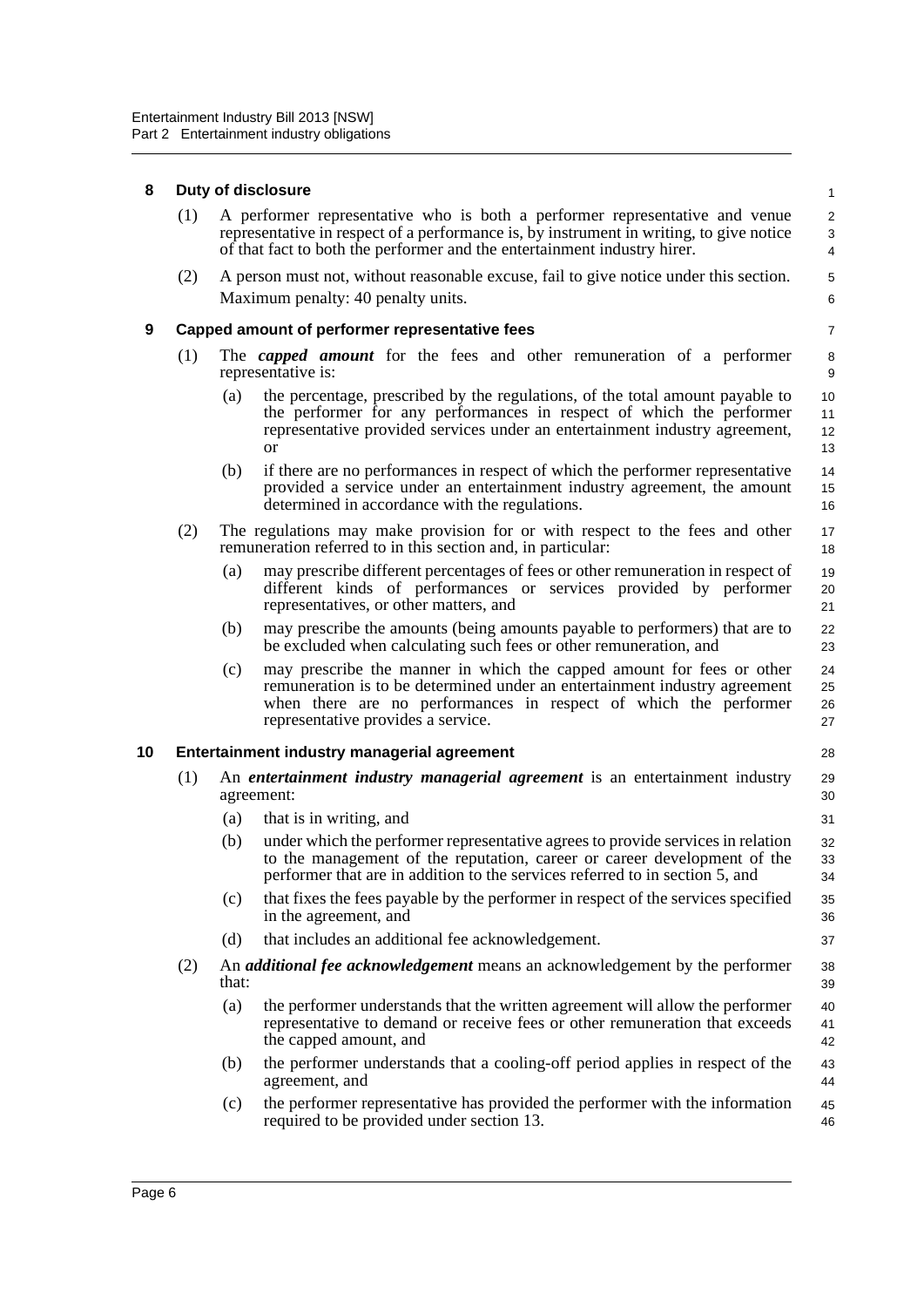## 8 Duty of disclosure

(1) A performer representative who is both a performer representative and venue representative in respect of a performance is, by instrument in writing, to give notice of that fact to both the performer and the entertainment industry hirer.

(2) A person must not, without reasonable excuse, fail to give notice under this section.

Maximum penalty: 40 penalty units.

## 9 Capped amount of performer representative fees

(1) The ***capped amount*** for the fees and other remuneration of a performer representative is:

- (a) the percentage, prescribed by the regulations, of the total amount payable to the performer for any performances in respect of which the performer representative provided services under an entertainment industry agreement, or
- (b) if there are no performances in respect of which the performer representative provided a service under an entertainment industry agreement, the amount determined in accordance with the regulations.

(2) The regulations may make provision for or with respect to the fees and other remuneration referred to in this section and, in particular:

- (a) may prescribe different percentages of fees or other remuneration in respect of different kinds of performances or services provided by performer representatives, or other matters, and
- (b) may prescribe the amounts (being amounts payable to performers) that are to be excluded when calculating such fees or other remuneration, and
- (c) may prescribe the manner in which the capped amount for fees or other remuneration is to be determined under an entertainment industry agreement when there are no performances in respect of which the performer representative provides a service.

## 10 Entertainment industry managerial agreement

(1) An ***entertainment industry managerial agreement*** is an entertainment industry agreement:

- (a) that is in writing, and
- (b) under which the performer representative agrees to provide services in relation to the management of the reputation, career or career development of the performer that are in addition to the services referred to in section 5, and
- (c) that fixes the fees payable by the performer in respect of the services specified in the agreement, and
- (d) that includes an additional fee acknowledgement.

(2) An ***additional fee acknowledgement*** means an acknowledgement by the performer that:

- (a) the performer understands that the written agreement will allow the performer representative to demand or receive fees or other remuneration that exceeds the capped amount, and
- (b) the performer understands that a cooling-off period applies in respect of the agreement, and
- (c) the performer representative has provided the performer with the information required to be provided under section 13.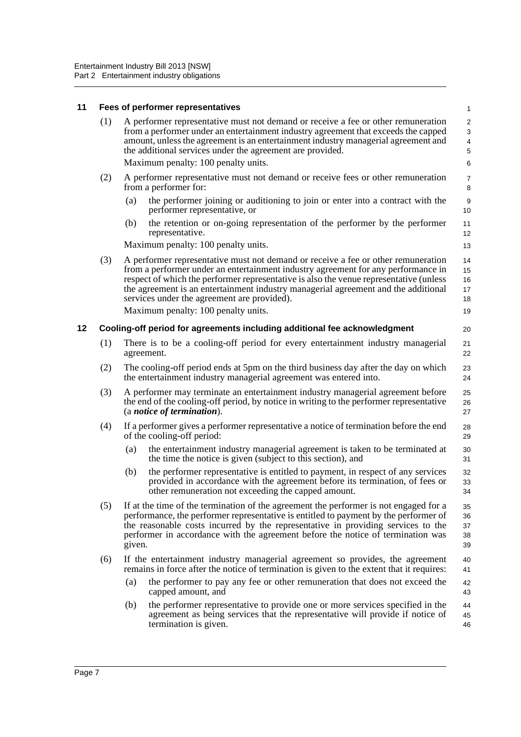## 11 Fees of performer representatives

(1) A performer representative must not demand or receive a fee or other remuneration from a performer under an entertainment industry agreement that exceeds the capped amount, unless the agreement is an entertainment industry managerial agreement and the additional services under the agreement are provided.

Maximum penalty: 100 penalty units.

(2) A performer representative must not demand or receive fees or other remuneration from a performer for:

- (a) the performer joining or auditioning to join or enter into a contract with the performer representative, or
- (b) the retention or on-going representation of the performer by the performer representative.

Maximum penalty: 100 penalty units.

(3) A performer representative must not demand or receive a fee or other remuneration from a performer under an entertainment industry agreement for any performance in respect of which the performer representative is also the venue representative (unless the agreement is an entertainment industry managerial agreement and the additional services under the agreement are provided).

Maximum penalty: 100 penalty units.

## 12 Cooling-off period for agreements including additional fee acknowledgment

(1) There is to be a cooling-off period for every entertainment industry managerial agreement.

(2) The cooling-off period ends at 5pm on the third business day after the day on which the entertainment industry managerial agreement was entered into.

(3) A performer may terminate an entertainment industry managerial agreement before the end of the cooling-off period, by notice in writing to the performer representative (a ***notice of termination***).

(4) If a performer gives a performer representative a notice of termination before the end of the cooling-off period:

- (a) the entertainment industry managerial agreement is taken to be terminated at the time the notice is given (subject to this section), and
- (b) the performer representative is entitled to payment, in respect of any services provided in accordance with the agreement before its termination, of fees or other remuneration not exceeding the capped amount.

(5) If at the time of the termination of the agreement the performer is not engaged for a performance, the performer representative is entitled to payment by the performer of the reasonable costs incurred by the representative in providing services to the performer in accordance with the agreement before the notice of termination was given.

(6) If the entertainment industry managerial agreement so provides, the agreement remains in force after the notice of termination is given to the extent that it requires:

- (a) the performer to pay any fee or other remuneration that does not exceed the capped amount, and
- (b) the performer representative to provide one or more services specified in the agreement as being services that the representative will provide if notice of termination is given.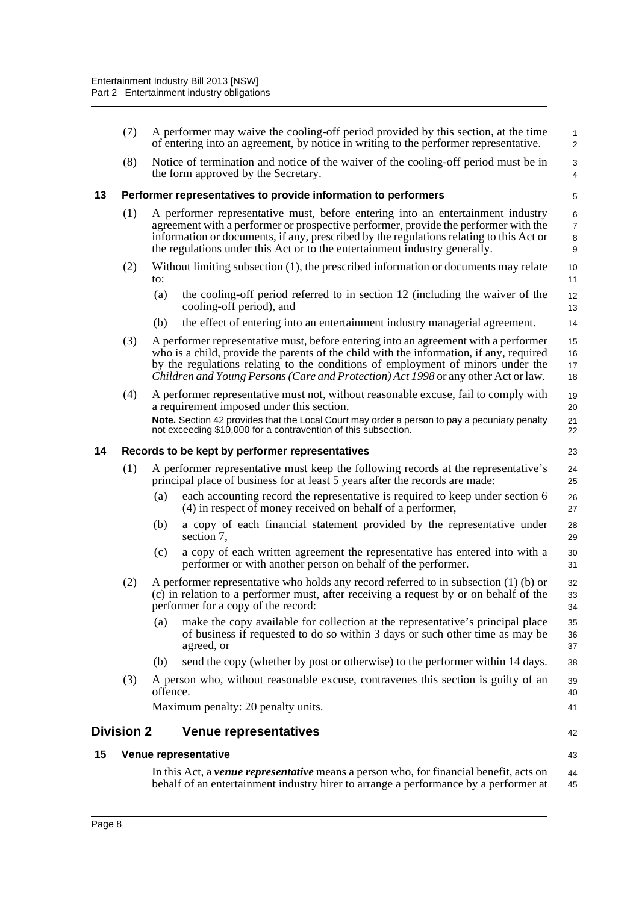(7) A performer may waive the cooling-off period provided by this section, at the time of entering into an agreement, by notice in writing to the performer representative.

(8) Notice of termination and notice of the waiver of the cooling-off period must be in the form approved by the Secretary.

### 13 Performer representatives to provide information to performers

(1) A performer representative must, before entering into an entertainment industry agreement with a performer or prospective performer, provide the performer with the information or documents, if any, prescribed by the regulations relating to this Act or the regulations under this Act or to the entertainment industry generally.

(2) Without limiting subsection (1), the prescribed information or documents may relate to:

(a) the cooling-off period referred to in section 12 (including the waiver of the cooling-off period), and

(b) the effect of entering into an entertainment industry managerial agreement.

(3) A performer representative must, before entering into an agreement with a performer who is a child, provide the parents of the child with the information, if any, required by the regulations relating to the conditions of employment of minors under the *Children and Young Persons (Care and Protection) Act 1998* or any other Act or law.

(4) A performer representative must not, without reasonable excuse, fail to comply with a requirement imposed under this section.

**Note.** Section 42 provides that the Local Court may order a person to pay a pecuniary penalty not exceeding $10,000 for a contravention of this subsection.

### 14 Records to be kept by performer representatives

(1) A performer representative must keep the following records at the representative's principal place of business for at least 5 years after the records are made:

(a) each accounting record the representative is required to keep under section 6 (4) in respect of money received on behalf of a performer,

(b) a copy of each financial statement provided by the representative under section 7,

(c) a copy of each written agreement the representative has entered into with a performer or with another person on behalf of the performer.

(2) A performer representative who holds any record referred to in subsection (1) (b) or (c) in relation to a performer must, after receiving a request by or on behalf of the performer for a copy of the record:

(a) make the copy available for collection at the representative's principal place of business if requested to do so within 3 days or such other time as may be agreed, or

(b) send the copy (whether by post or otherwise) to the performer within 14 days.

(3) A person who, without reasonable excuse, contravenes this section is guilty of an offence.

Maximum penalty: 20 penalty units.

## Division 2 Venue representatives

### 15 Venue representative

In this Act, a ***venue representative*** means a person who, for financial benefit, acts on behalf of an entertainment industry hirer to arrange a performance by a performer at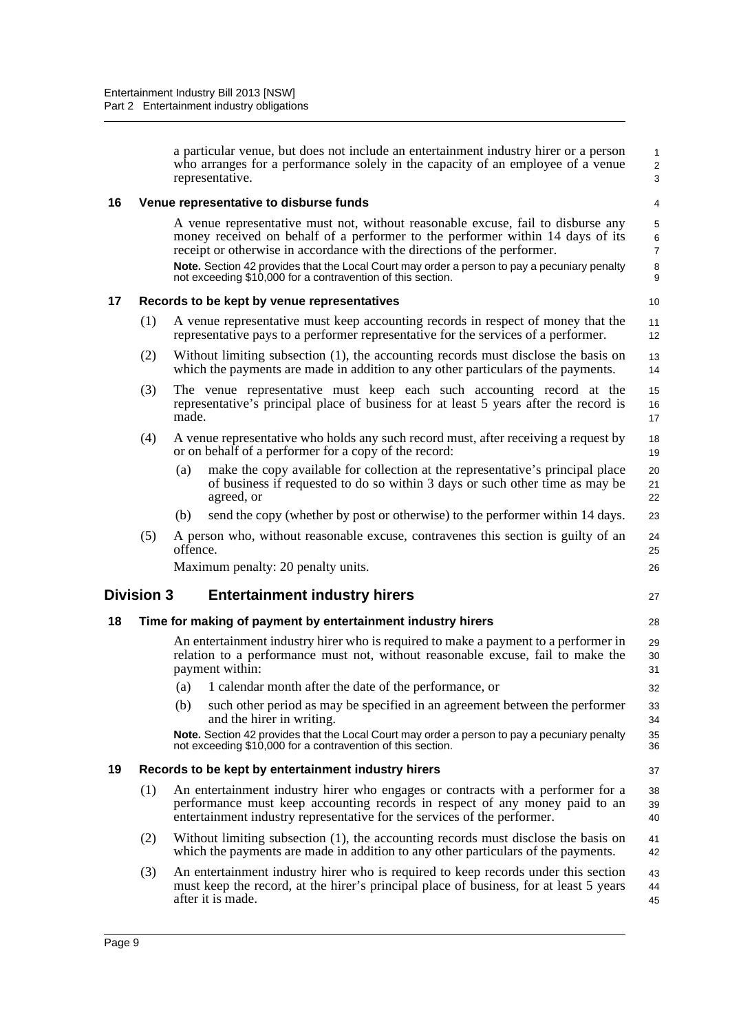a particular venue, but does not include an entertainment industry hirer or a person who arranges for a performance solely in the capacity of an employee of a venue representative.

### 16 Venue representative to disburse funds

A venue representative must not, without reasonable excuse, fail to disburse any money received on behalf of a performer to the performer within 14 days of its receipt or otherwise in accordance with the directions of the performer.

**Note.** Section 42 provides that the Local Court may order a person to pay a pecuniary penalty not exceeding $10,000 for a contravention of this section.

### 17 Records to be kept by venue representatives

(1) A venue representative must keep accounting records in respect of money that the representative pays to a performer representative for the services of a performer.

(2) Without limiting subsection (1), the accounting records must disclose the basis on which the payments are made in addition to any other particulars of the payments.

(3) The venue representative must keep each such accounting record at the representative's principal place of business for at least 5 years after the record is made.

(4) A venue representative who holds any such record must, after receiving a request by or on behalf of a performer for a copy of the record:

- (a) make the copy available for collection at the representative's principal place of business if requested to do so within 3 days or such other time as may be agreed, or
- (b) send the copy (whether by post or otherwise) to the performer within 14 days.

(5) A person who, without reasonable excuse, contravenes this section is guilty of an offence.

Maximum penalty: 20 penalty units.

## Division 3 Entertainment industry hirers

### 18 Time for making of payment by entertainment industry hirers

An entertainment industry hirer who is required to make a payment to a performer in relation to a performance must not, without reasonable excuse, fail to make the payment within:

- (a) 1 calendar month after the date of the performance, or
- (b) such other period as may be specified in an agreement between the performer and the hirer in writing.

**Note.** Section 42 provides that the Local Court may order a person to pay a pecuniary penalty not exceeding $10,000 for a contravention of this section.

### 19 Records to be kept by entertainment industry hirers

(1) An entertainment industry hirer who engages or contracts with a performer for a performance must keep accounting records in respect of any money paid to an entertainment industry representative for the services of the performer.

(2) Without limiting subsection (1), the accounting records must disclose the basis on which the payments are made in addition to any other particulars of the payments.

(3) An entertainment industry hirer who is required to keep records under this section must keep the record, at the hirer's principal place of business, for at least 5 years after it is made.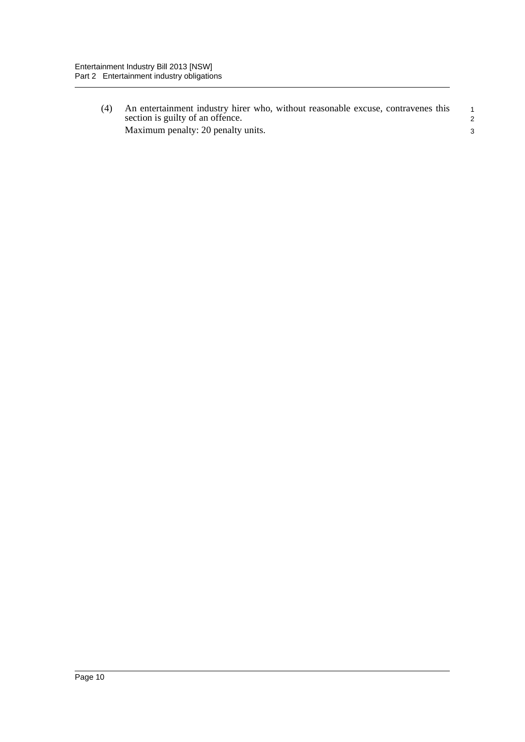(4) An entertainment industry hirer who, without reasonable excuse, contravenes this section is guilty of an offence.

Maximum penalty: 20 penalty units.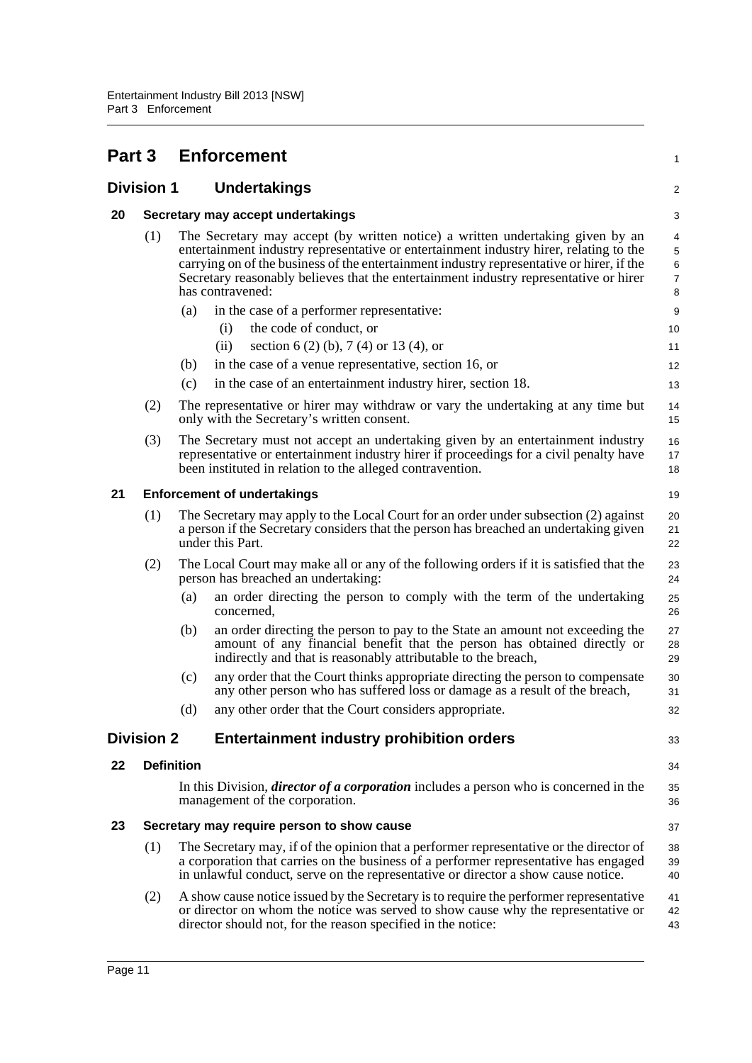# Part 3 Enforcement

## Division 1 Undertakings

### 20 Secretary may accept undertakings

(1) The Secretary may accept (by written notice) a written undertaking given by an entertainment industry representative or entertainment industry hirer, relating to the carrying on of the business of the entertainment industry representative or hirer, if the Secretary reasonably believes that the entertainment industry representative or hirer has contravened:

- (a) in the case of a performer representative:
  - (i) the code of conduct, or
  - (ii) section 6 (2) (b), 7 (4) or 13 (4), or
- (b) in the case of a venue representative, section 16, or
- (c) in the case of an entertainment industry hirer, section 18.

(2) The representative or hirer may withdraw or vary the undertaking at any time but only with the Secretary's written consent.

(3) The Secretary must not accept an undertaking given by an entertainment industry representative or entertainment industry hirer if proceedings for a civil penalty have been instituted in relation to the alleged contravention.

### 21 Enforcement of undertakings

(1) The Secretary may apply to the Local Court for an order under subsection (2) against a person if the Secretary considers that the person has breached an undertaking given under this Part.

(2) The Local Court may make all or any of the following orders if it is satisfied that the person has breached an undertaking:

- (a) an order directing the person to comply with the term of the undertaking concerned,
- (b) an order directing the person to pay to the State an amount not exceeding the amount of any financial benefit that the person has obtained directly or indirectly and that is reasonably attributable to the breach,
- (c) any order that the Court thinks appropriate directing the person to compensate any other person who has suffered loss or damage as a result of the breach,
- (d) any other order that the Court considers appropriate.

## Division 2 Entertainment industry prohibition orders

### 22 Definition

In this Division, ***director of a corporation*** includes a person who is concerned in the management of the corporation.

### 23 Secretary may require person to show cause

(1) The Secretary may, if of the opinion that a performer representative or the director of a corporation that carries on the business of a performer representative has engaged in unlawful conduct, serve on the representative or director a show cause notice.

(2) A show cause notice issued by the Secretary is to require the performer representative or director on whom the notice was served to show cause why the representative or director should not, for the reason specified in the notice: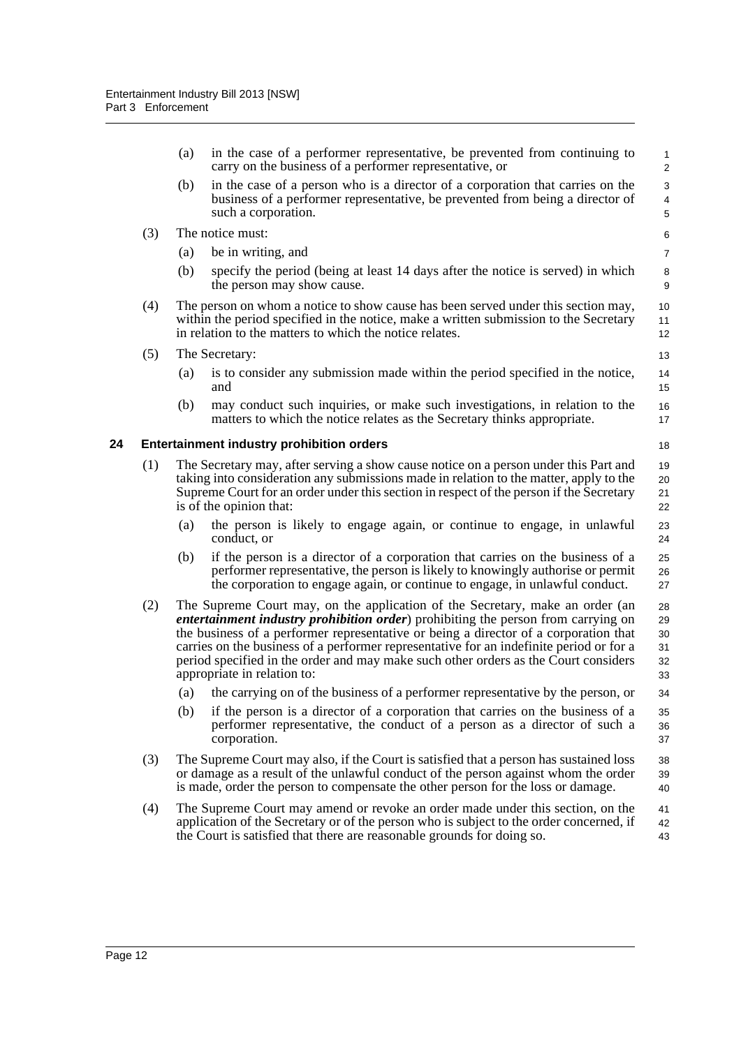(a) in the case of a performer representative, be prevented from continuing to carry on the business of a performer representative, or

(b) in the case of a person who is a director of a corporation that carries on the business of a performer representative, be prevented from being a director of such a corporation.

(3) The notice must:

(a) be in writing, and

(b) specify the period (being at least 14 days after the notice is served) in which the person may show cause.

(4) The person on whom a notice to show cause has been served under this section may, within the period specified in the notice, make a written submission to the Secretary in relation to the matters to which the notice relates.

(5) The Secretary:

(a) is to consider any submission made within the period specified in the notice, and

(b) may conduct such inquiries, or make such investigations, in relation to the matters to which the notice relates as the Secretary thinks appropriate.

## 24 Entertainment industry prohibition orders

(1) The Secretary may, after serving a show cause notice on a person under this Part and taking into consideration any submissions made in relation to the matter, apply to the Supreme Court for an order under this section in respect of the person if the Secretary is of the opinion that:

(a) the person is likely to engage again, or continue to engage, in unlawful conduct, or

(b) if the person is a director of a corporation that carries on the business of a performer representative, the person is likely to knowingly authorise or permit the corporation to engage again, or continue to engage, in unlawful conduct.

(2) The Supreme Court may, on the application of the Secretary, make an order (an ***entertainment industry prohibition order***) prohibiting the person from carrying on the business of a performer representative or being a director of a corporation that carries on the business of a performer representative for an indefinite period or for a period specified in the order and may make such other orders as the Court considers appropriate in relation to:

(a) the carrying on of the business of a performer representative by the person, or

(b) if the person is a director of a corporation that carries on the business of a performer representative, the conduct of a person as a director of such a corporation.

(3) The Supreme Court may also, if the Court is satisfied that a person has sustained loss or damage as a result of the unlawful conduct of the person against whom the order is made, order the person to compensate the other person for the loss or damage.

(4) The Supreme Court may amend or revoke an order made under this section, on the application of the Secretary or of the person who is subject to the order concerned, if the Court is satisfied that there are reasonable grounds for doing so.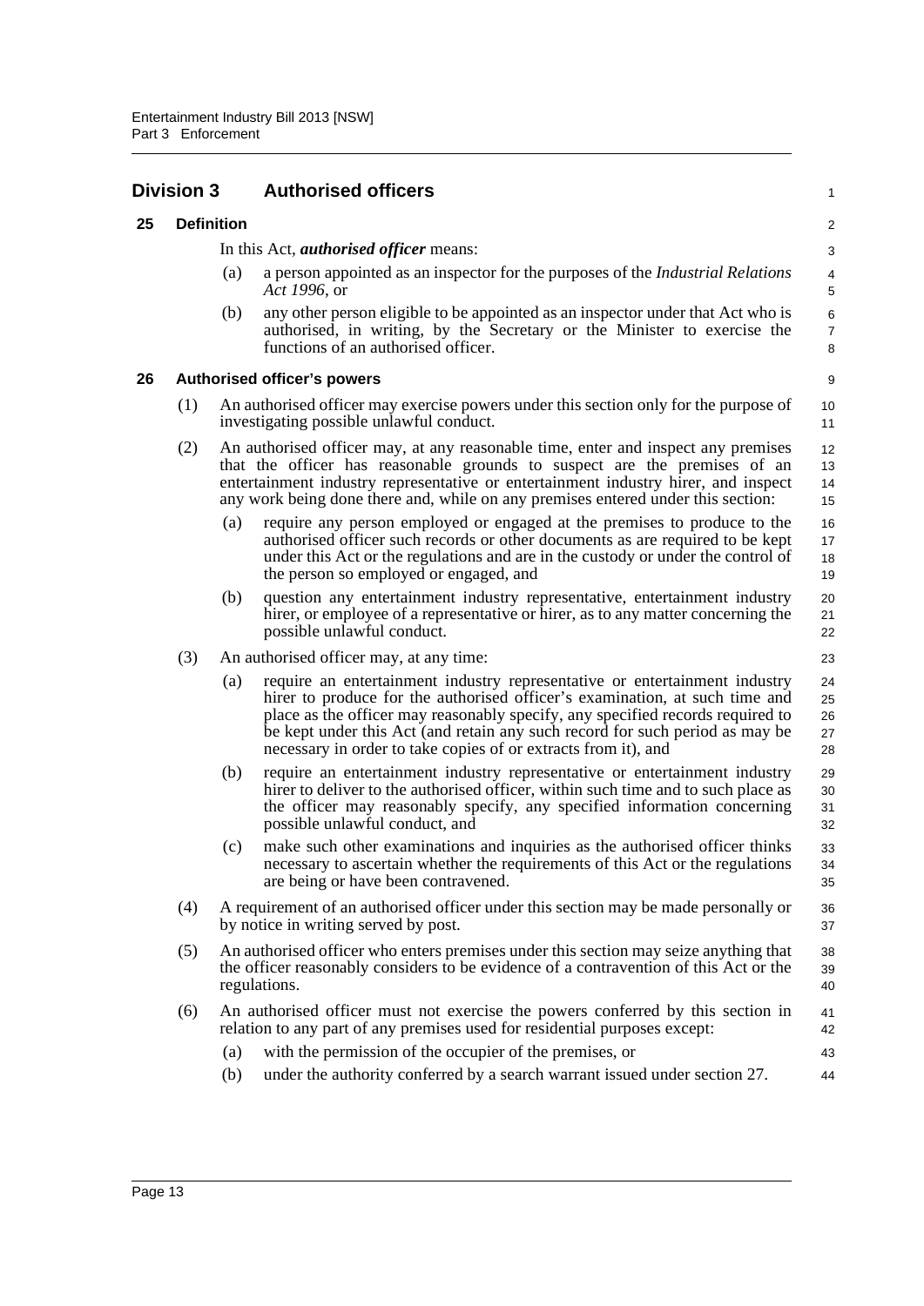## Division 3 Authorised officers

### 25 Definition

In this Act, ***authorised officer*** means:

(a) a person appointed as an inspector for the purposes of the *Industrial Relations Act 1996*, or

(b) any other person eligible to be appointed as an inspector under that Act who is authorised, in writing, by the Secretary or the Minister to exercise the functions of an authorised officer.

### 26 Authorised officer's powers

(1) An authorised officer may exercise powers under this section only for the purpose of investigating possible unlawful conduct.

(2) An authorised officer may, at any reasonable time, enter and inspect any premises that the officer has reasonable grounds to suspect are the premises of an entertainment industry representative or entertainment industry hirer, and inspect any work being done there and, while on any premises entered under this section:

(a) require any person employed or engaged at the premises to produce to the authorised officer such records or other documents as are required to be kept under this Act or the regulations and are in the custody or under the control of the person so employed or engaged, and

(b) question any entertainment industry representative, entertainment industry hirer, or employee of a representative or hirer, as to any matter concerning the possible unlawful conduct.

(3) An authorised officer may, at any time:

(a) require an entertainment industry representative or entertainment industry hirer to produce for the authorised officer's examination, at such time and place as the officer may reasonably specify, any specified records required to be kept under this Act (and retain any such record for such period as may be necessary in order to take copies of or extracts from it), and

(b) require an entertainment industry representative or entertainment industry hirer to deliver to the authorised officer, within such time and to such place as the officer may reasonably specify, any specified information concerning possible unlawful conduct, and

(c) make such other examinations and inquiries as the authorised officer thinks necessary to ascertain whether the requirements of this Act or the regulations are being or have been contravened.

(4) A requirement of an authorised officer under this section may be made personally or by notice in writing served by post.

(5) An authorised officer who enters premises under this section may seize anything that the officer reasonably considers to be evidence of a contravention of this Act or the regulations.

(6) An authorised officer must not exercise the powers conferred by this section in relation to any part of any premises used for residential purposes except:

(a) with the permission of the occupier of the premises, or

(b) under the authority conferred by a search warrant issued under section 27.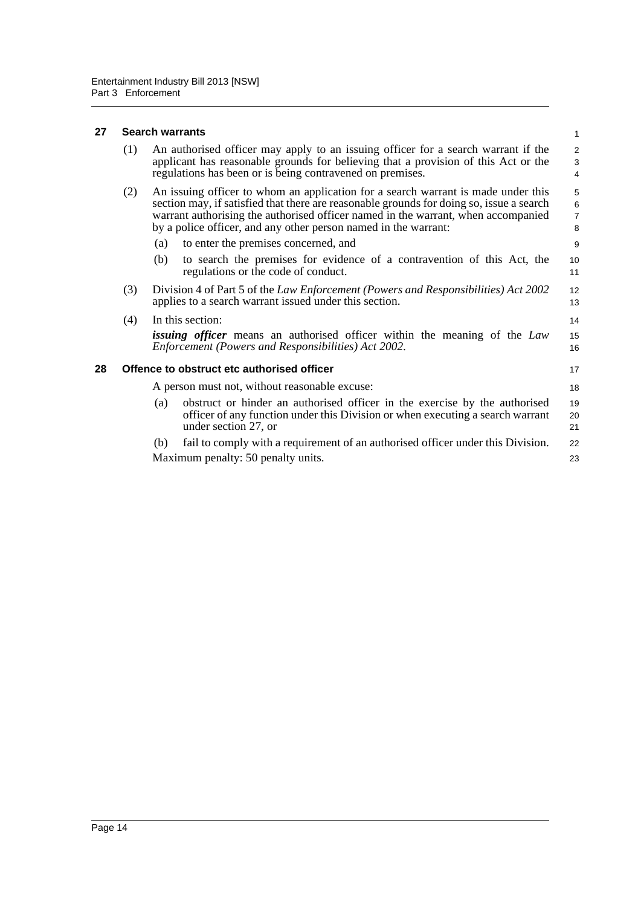### 27 Search warrants

(1) An authorised officer may apply to an issuing officer for a search warrant if the applicant has reasonable grounds for believing that a provision of this Act or the regulations has been or is being contravened on premises.

(2) An issuing officer to whom an application for a search warrant is made under this section may, if satisfied that there are reasonable grounds for doing so, issue a search warrant authorising the authorised officer named in the warrant, when accompanied by a police officer, and any other person named in the warrant:

(a) to enter the premises concerned, and

(b) to search the premises for evidence of a contravention of this Act, the regulations or the code of conduct.

(3) Division 4 of Part 5 of the *Law Enforcement (Powers and Responsibilities) Act 2002* applies to a search warrant issued under this section.

(4) In this section:

***issuing officer*** means an authorised officer within the meaning of the *Law Enforcement (Powers and Responsibilities) Act 2002*.

### 28 Offence to obstruct etc authorised officer

A person must not, without reasonable excuse:

(a) obstruct or hinder an authorised officer in the exercise by the authorised officer of any function under this Division or when executing a search warrant under section 27, or

(b) fail to comply with a requirement of an authorised officer under this Division.

Maximum penalty: 50 penalty units.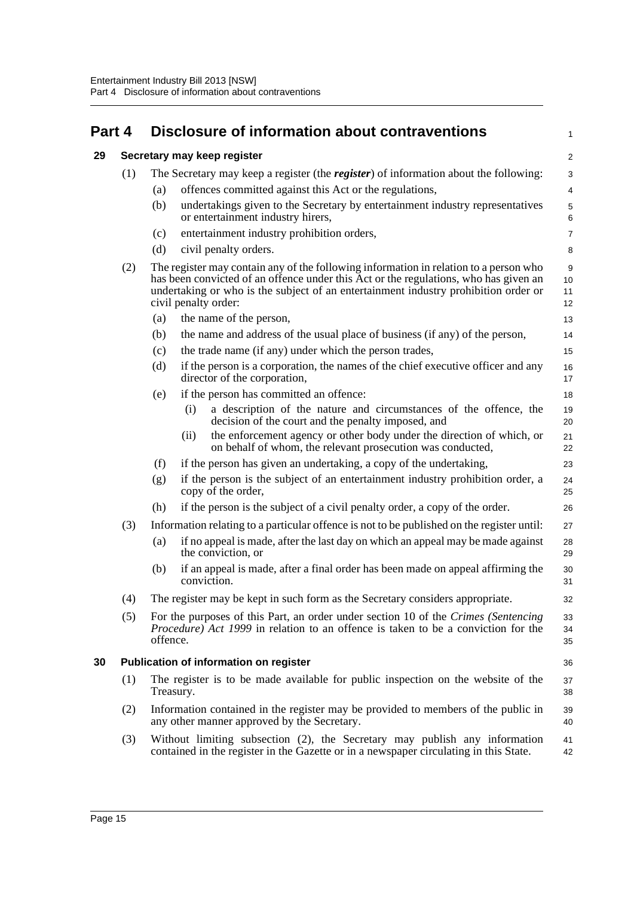# Part 4 Disclosure of information about contraventions

## 29 Secretary may keep register

(1) The Secretary may keep a register (the ***register***) of information about the following:

(a) offences committed against this Act or the regulations,

(b) undertakings given to the Secretary by entertainment industry representatives or entertainment industry hirers,

(c) entertainment industry prohibition orders,

(d) civil penalty orders.

(2) The register may contain any of the following information in relation to a person who has been convicted of an offence under this Act or the regulations, who has given an undertaking or who is the subject of an entertainment industry prohibition order or civil penalty order:

(a) the name of the person,

(b) the name and address of the usual place of business (if any) of the person,

(c) the trade name (if any) under which the person trades,

(d) if the person is a corporation, the names of the chief executive officer and any director of the corporation,

(e) if the person has committed an offence:

(i) a description of the nature and circumstances of the offence, the decision of the court and the penalty imposed, and

(ii) the enforcement agency or other body under the direction of which, or on behalf of whom, the relevant prosecution was conducted,

(f) if the person has given an undertaking, a copy of the undertaking,

(g) if the person is the subject of an entertainment industry prohibition order, a copy of the order,

(h) if the person is the subject of a civil penalty order, a copy of the order.

(3) Information relating to a particular offence is not to be published on the register until:

(a) if no appeal is made, after the last day on which an appeal may be made against the conviction, or

(b) if an appeal is made, after a final order has been made on appeal affirming the conviction.

(4) The register may be kept in such form as the Secretary considers appropriate.

(5) For the purposes of this Part, an order under section 10 of the *Crimes (Sentencing Procedure) Act 1999* in relation to an offence is taken to be a conviction for the offence.

## 30 Publication of information on register

(1) The register is to be made available for public inspection on the website of the Treasury.

(2) Information contained in the register may be provided to members of the public in any other manner approved by the Secretary.

(3) Without limiting subsection (2), the Secretary may publish any information contained in the register in the Gazette or in a newspaper circulating in this State.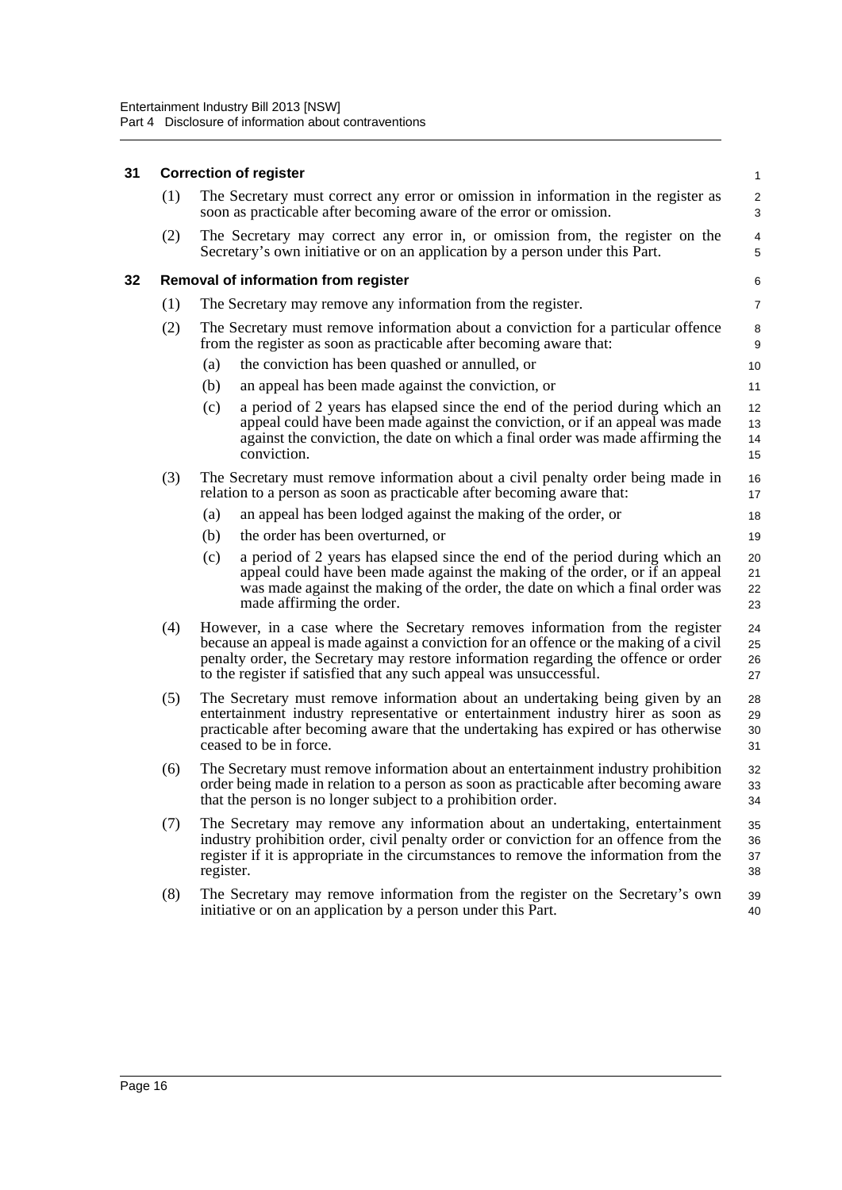## 31 Correction of register

(1) The Secretary must correct any error or omission in information in the register as soon as practicable after becoming aware of the error or omission.

(2) The Secretary may correct any error in, or omission from, the register on the Secretary's own initiative or on an application by a person under this Part.

## 32 Removal of information from register

(1) The Secretary may remove any information from the register.

(2) The Secretary must remove information about a conviction for a particular offence from the register as soon as practicable after becoming aware that:

- (a) the conviction has been quashed or annulled, or
- (b) an appeal has been made against the conviction, or
- (c) a period of 2 years has elapsed since the end of the period during which an appeal could have been made against the conviction, or if an appeal was made against the conviction, the date on which a final order was made affirming the conviction.

(3) The Secretary must remove information about a civil penalty order being made in relation to a person as soon as practicable after becoming aware that:

- (a) an appeal has been lodged against the making of the order, or
- (b) the order has been overturned, or
- (c) a period of 2 years has elapsed since the end of the period during which an appeal could have been made against the making of the order, or if an appeal was made against the making of the order, the date on which a final order was made affirming the order.

(4) However, in a case where the Secretary removes information from the register because an appeal is made against a conviction for an offence or the making of a civil penalty order, the Secretary may restore information regarding the offence or order to the register if satisfied that any such appeal was unsuccessful.

(5) The Secretary must remove information about an undertaking being given by an entertainment industry representative or entertainment industry hirer as soon as practicable after becoming aware that the undertaking has expired or has otherwise ceased to be in force.

(6) The Secretary must remove information about an entertainment industry prohibition order being made in relation to a person as soon as practicable after becoming aware that the person is no longer subject to a prohibition order.

(7) The Secretary may remove any information about an undertaking, entertainment industry prohibition order, civil penalty order or conviction for an offence from the register if it is appropriate in the circumstances to remove the information from the register.

(8) The Secretary may remove information from the register on the Secretary's own initiative or on an application by a person under this Part.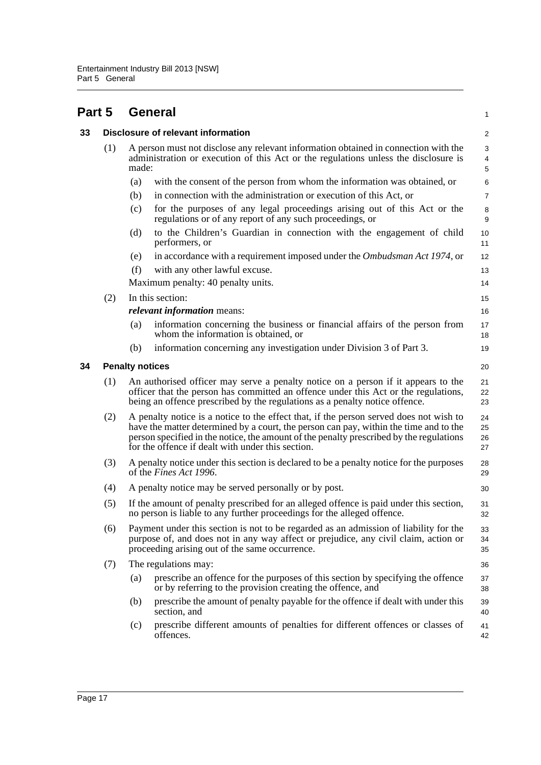# Part 5 General

## 33 Disclosure of relevant information

(1) A person must not disclose any relevant information obtained in connection with the administration or execution of this Act or the regulations unless the disclosure is made:

(a) with the consent of the person from whom the information was obtained, or

(b) in connection with the administration or execution of this Act, or

(c) for the purposes of any legal proceedings arising out of this Act or the regulations or of any report of any such proceedings, or

(d) to the Children's Guardian in connection with the engagement of child performers, or

(e) in accordance with a requirement imposed under the *Ombudsman Act 1974*, or

(f) with any other lawful excuse.

Maximum penalty: 40 penalty units.

(2) In this section:

***relevant information*** means:

(a) information concerning the business or financial affairs of the person from whom the information is obtained, or

(b) information concerning any investigation under Division 3 of Part 3.

## 34 Penalty notices

(1) An authorised officer may serve a penalty notice on a person if it appears to the officer that the person has committed an offence under this Act or the regulations, being an offence prescribed by the regulations as a penalty notice offence.

(2) A penalty notice is a notice to the effect that, if the person served does not wish to have the matter determined by a court, the person can pay, within the time and to the person specified in the notice, the amount of the penalty prescribed by the regulations for the offence if dealt with under this section.

(3) A penalty notice under this section is declared to be a penalty notice for the purposes of the *Fines Act 1996*.

(4) A penalty notice may be served personally or by post.

(5) If the amount of penalty prescribed for an alleged offence is paid under this section, no person is liable to any further proceedings for the alleged offence.

(6) Payment under this section is not to be regarded as an admission of liability for the purpose of, and does not in any way affect or prejudice, any civil claim, action or proceeding arising out of the same occurrence.

(7) The regulations may:

(a) prescribe an offence for the purposes of this section by specifying the offence or by referring to the provision creating the offence, and

(b) prescribe the amount of penalty payable for the offence if dealt with under this section, and

(c) prescribe different amounts of penalties for different offences or classes of offences.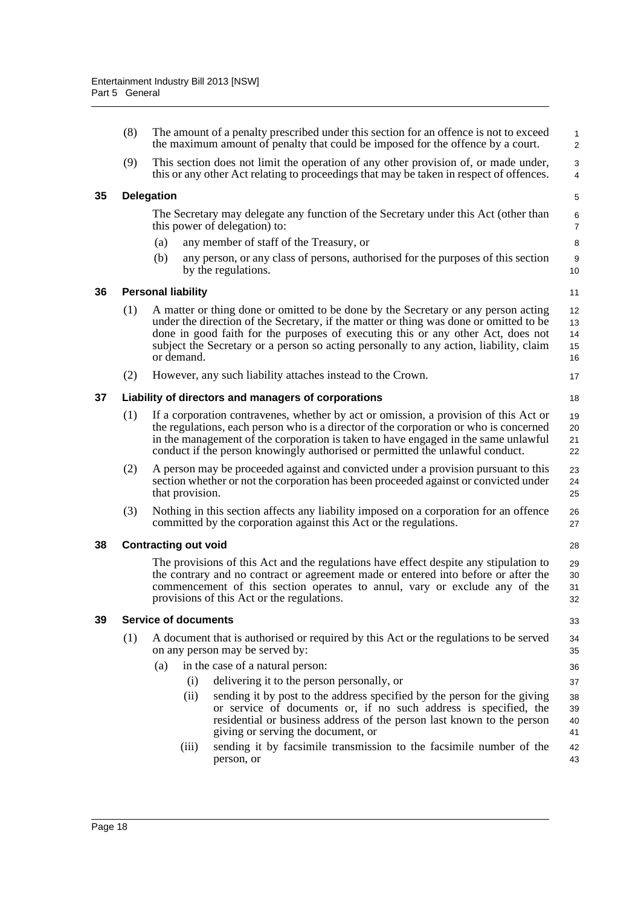(8) The amount of a penalty prescribed under this section for an offence is not to exceed the maximum amount of penalty that could be imposed for the offence by a court.

(9) This section does not limit the operation of any other provision of, or made under, this or any other Act relating to proceedings that may be taken in respect of offences.

### 35 Delegation

The Secretary may delegate any function of the Secretary under this Act (other than this power of delegation) to:

(a) any member of staff of the Treasury, or

(b) any person, or any class of persons, authorised for the purposes of this section by the regulations.

### 36 Personal liability

(1) A matter or thing done or omitted to be done by the Secretary or any person acting under the direction of the Secretary, if the matter or thing was done or omitted to be done in good faith for the purposes of executing this or any other Act, does not subject the Secretary or a person so acting personally to any action, liability, claim or demand.

(2) However, any such liability attaches instead to the Crown.

### 37 Liability of directors and managers of corporations

(1) If a corporation contravenes, whether by act or omission, a provision of this Act or the regulations, each person who is a director of the corporation or who is concerned in the management of the corporation is taken to have engaged in the same unlawful conduct if the person knowingly authorised or permitted the unlawful conduct.

(2) A person may be proceeded against and convicted under a provision pursuant to this section whether or not the corporation has been proceeded against or convicted under that provision.

(3) Nothing in this section affects any liability imposed on a corporation for an offence committed by the corporation against this Act or the regulations.

### 38 Contracting out void

The provisions of this Act and the regulations have effect despite any stipulation to the contrary and no contract or agreement made or entered into before or after the commencement of this section operates to annul, vary or exclude any of the provisions of this Act or the regulations.

### 39 Service of documents

(1) A document that is authorised or required by this Act or the regulations to be served on any person may be served by:

(a) in the case of a natural person:

(i) delivering it to the person personally, or

(ii) sending it by post to the address specified by the person for the giving or service of documents or, if no such address is specified, the residential or business address of the person last known to the person giving or serving the document, or

(iii) sending it by facsimile transmission to the facsimile number of the person, or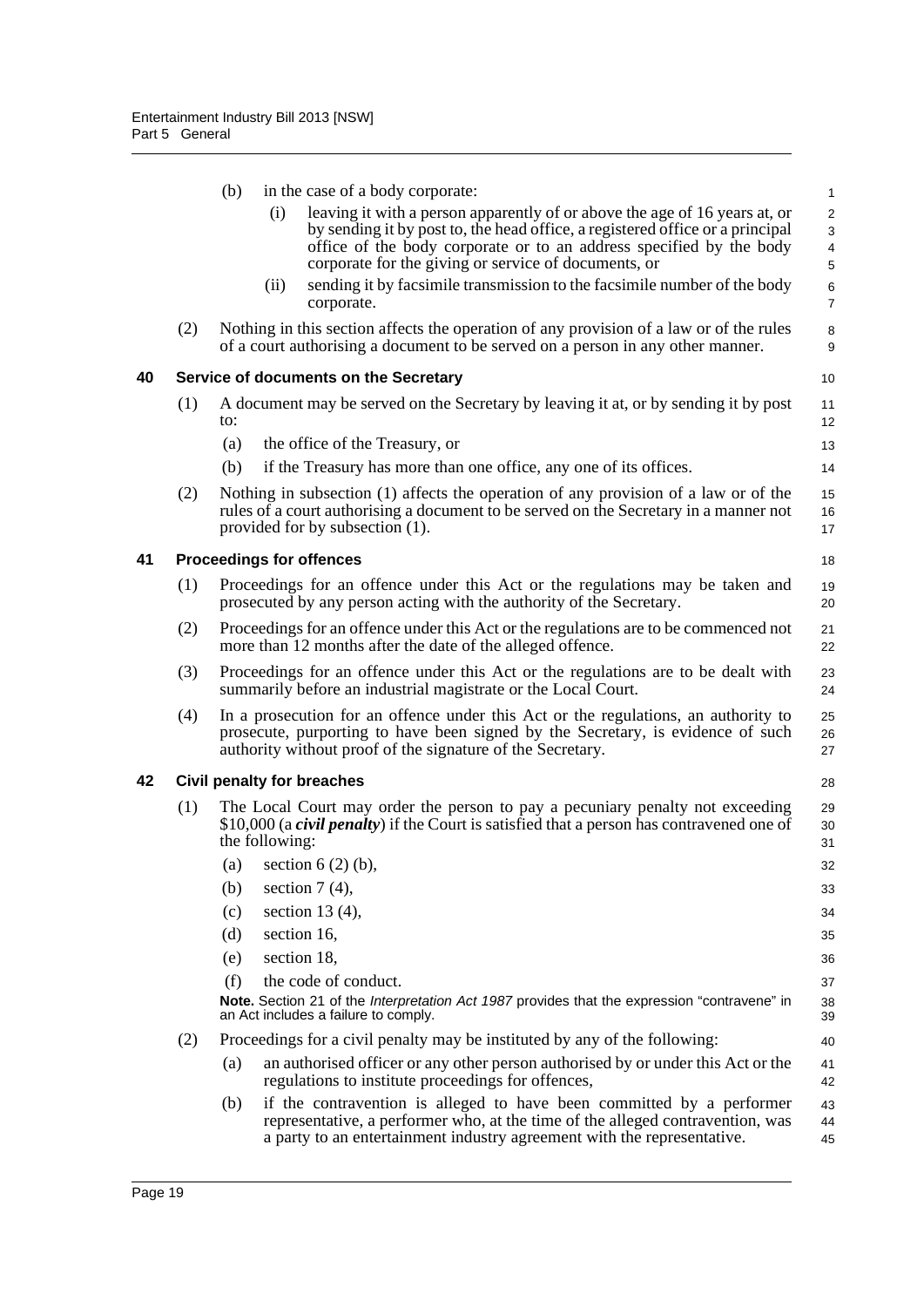(b) in the case of a body corporate:

(i) leaving it with a person apparently of or above the age of 16 years at, or by sending it by post to, the head office, a registered office or a principal office of the body corporate or to an address specified by the body corporate for the giving or service of documents, or

(ii) sending it by facsimile transmission to the facsimile number of the body corporate.

(2) Nothing in this section affects the operation of any provision of a law or of the rules of a court authorising a document to be served on a person in any other manner.

## 40 Service of documents on the Secretary

(1) A document may be served on the Secretary by leaving it at, or by sending it by post to:

(a) the office of the Treasury, or

(b) if the Treasury has more than one office, any one of its offices.

(2) Nothing in subsection (1) affects the operation of any provision of a law or of the rules of a court authorising a document to be served on the Secretary in a manner not provided for by subsection (1).

## 41 Proceedings for offences

(1) Proceedings for an offence under this Act or the regulations may be taken and prosecuted by any person acting with the authority of the Secretary.

(2) Proceedings for an offence under this Act or the regulations are to be commenced not more than 12 months after the date of the alleged offence.

(3) Proceedings for an offence under this Act or the regulations are to be dealt with summarily before an industrial magistrate or the Local Court.

(4) In a prosecution for an offence under this Act or the regulations, an authority to prosecute, purporting to have been signed by the Secretary, is evidence of such authority without proof of the signature of the Secretary.

## 42 Civil penalty for breaches

(1) The Local Court may order the person to pay a pecuniary penalty not exceeding $10,000 (a ***civil penalty***) if the Court is satisfied that a person has contravened one of the following:

(a) section 6 (2) (b),

(b) section 7 (4),

(c) section 13 (4),

(d) section 16,

(e) section 18,

(f) the code of conduct.

**Note.** Section 21 of the *Interpretation Act 1987* provides that the expression "contravene" in an Act includes a failure to comply.

(2) Proceedings for a civil penalty may be instituted by any of the following:

(a) an authorised officer or any other person authorised by or under this Act or the regulations to institute proceedings for offences,

(b) if the contravention is alleged to have been committed by a performer representative, a performer who, at the time of the alleged contravention, was a party to an entertainment industry agreement with the representative.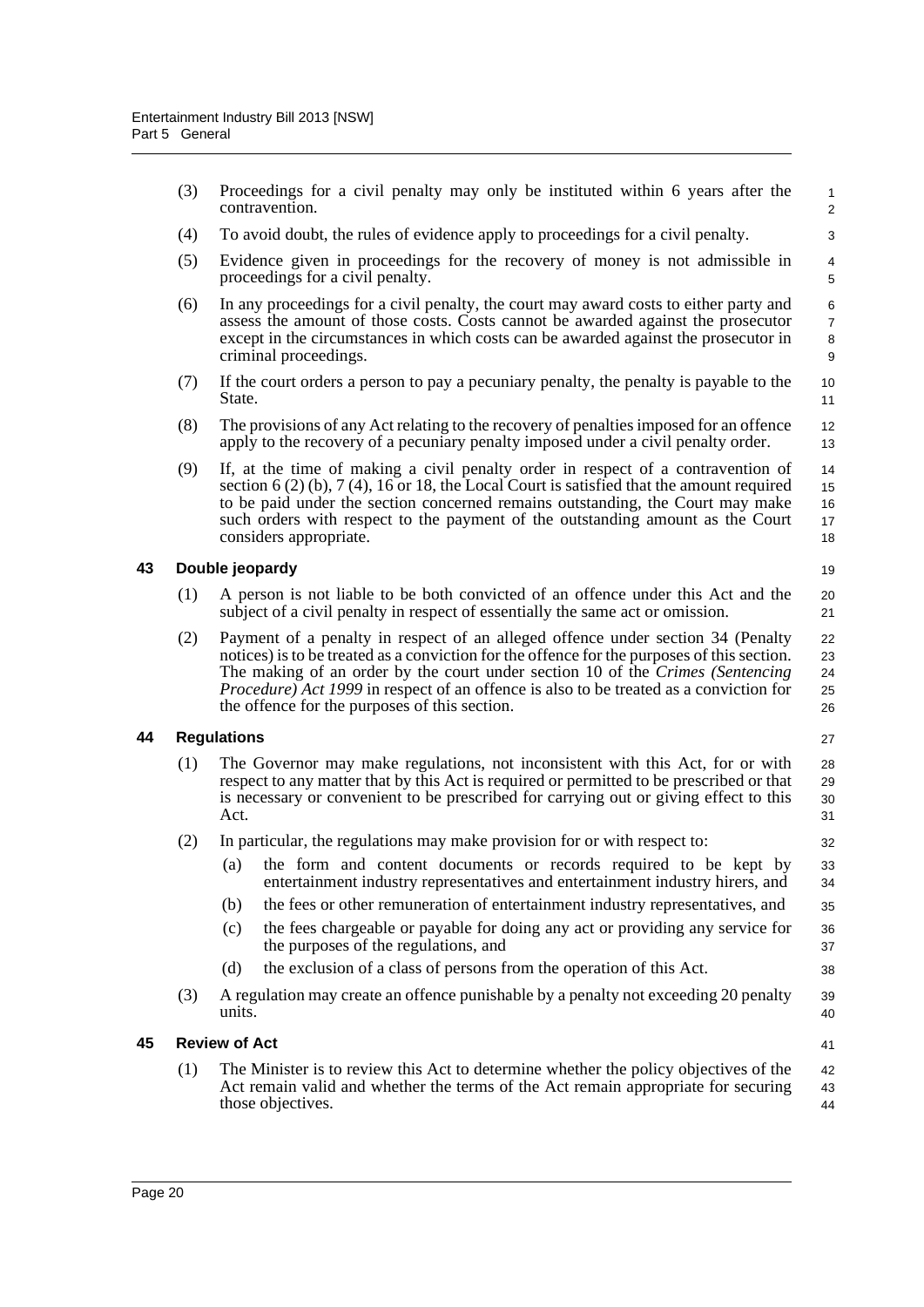(3) Proceedings for a civil penalty may only be instituted within 6 years after the contravention.

(4) To avoid doubt, the rules of evidence apply to proceedings for a civil penalty.

(5) Evidence given in proceedings for the recovery of money is not admissible in proceedings for a civil penalty.

(6) In any proceedings for a civil penalty, the court may award costs to either party and assess the amount of those costs. Costs cannot be awarded against the prosecutor except in the circumstances in which costs can be awarded against the prosecutor in criminal proceedings.

(7) If the court orders a person to pay a pecuniary penalty, the penalty is payable to the State.

(8) The provisions of any Act relating to the recovery of penalties imposed for an offence apply to the recovery of a pecuniary penalty imposed under a civil penalty order.

(9) If, at the time of making a civil penalty order in respect of a contravention of section 6 (2) (b), 7 (4), 16 or 18, the Local Court is satisfied that the amount required to be paid under the section concerned remains outstanding, the Court may make such orders with respect to the payment of the outstanding amount as the Court considers appropriate.

## 43 Double jeopardy

(1) A person is not liable to be both convicted of an offence under this Act and the subject of a civil penalty in respect of essentially the same act or omission.

(2) Payment of a penalty in respect of an alleged offence under section 34 (Penalty notices) is to be treated as a conviction for the offence for the purposes of this section. The making of an order by the court under section 10 of the *Crimes (Sentencing Procedure) Act 1999* in respect of an offence is also to be treated as a conviction for the offence for the purposes of this section.

## 44 Regulations

(1) The Governor may make regulations, not inconsistent with this Act, for or with respect to any matter that by this Act is required or permitted to be prescribed or that is necessary or convenient to be prescribed for carrying out or giving effect to this Act.

(2) In particular, the regulations may make provision for or with respect to:

- (a) the form and content documents or records required to be kept by entertainment industry representatives and entertainment industry hirers, and
- (b) the fees or other remuneration of entertainment industry representatives, and
- (c) the fees chargeable or payable for doing any act or providing any service for the purposes of the regulations, and
- (d) the exclusion of a class of persons from the operation of this Act.

(3) A regulation may create an offence punishable by a penalty not exceeding 20 penalty units.

## 45 Review of Act

(1) The Minister is to review this Act to determine whether the policy objectives of the Act remain valid and whether the terms of the Act remain appropriate for securing those objectives.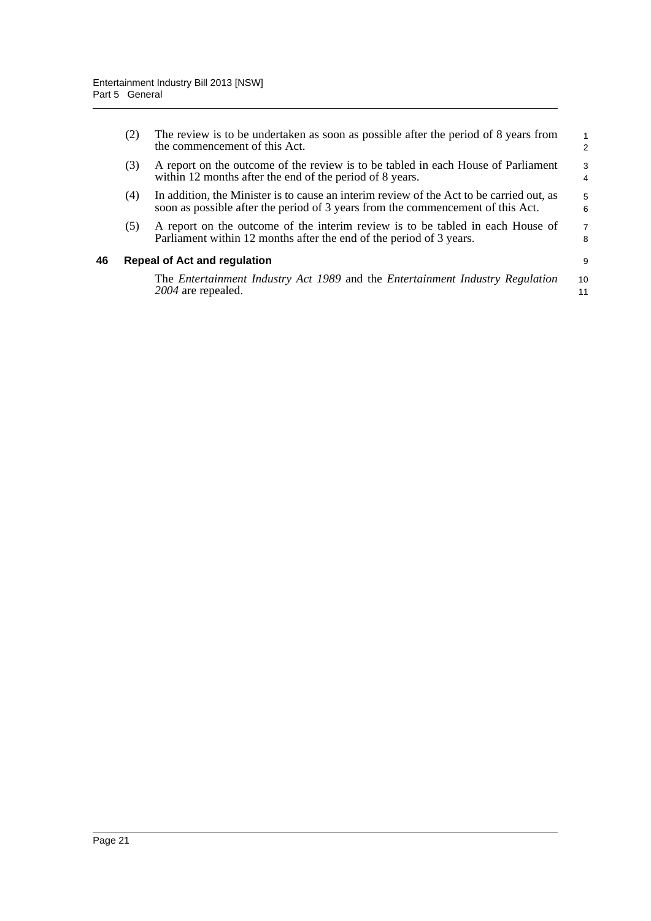(2) The review is to be undertaken as soon as possible after the period of 8 years from the commencement of this Act.

(3) A report on the outcome of the review is to be tabled in each House of Parliament within 12 months after the end of the period of 8 years.

(4) In addition, the Minister is to cause an interim review of the Act to be carried out, as soon as possible after the period of 3 years from the commencement of this Act.

(5) A report on the outcome of the interim review is to be tabled in each House of Parliament within 12 months after the end of the period of 3 years.

## 46 Repeal of Act and regulation

The *Entertainment Industry Act 1989* and the *Entertainment Industry Regulation 2004* are repealed.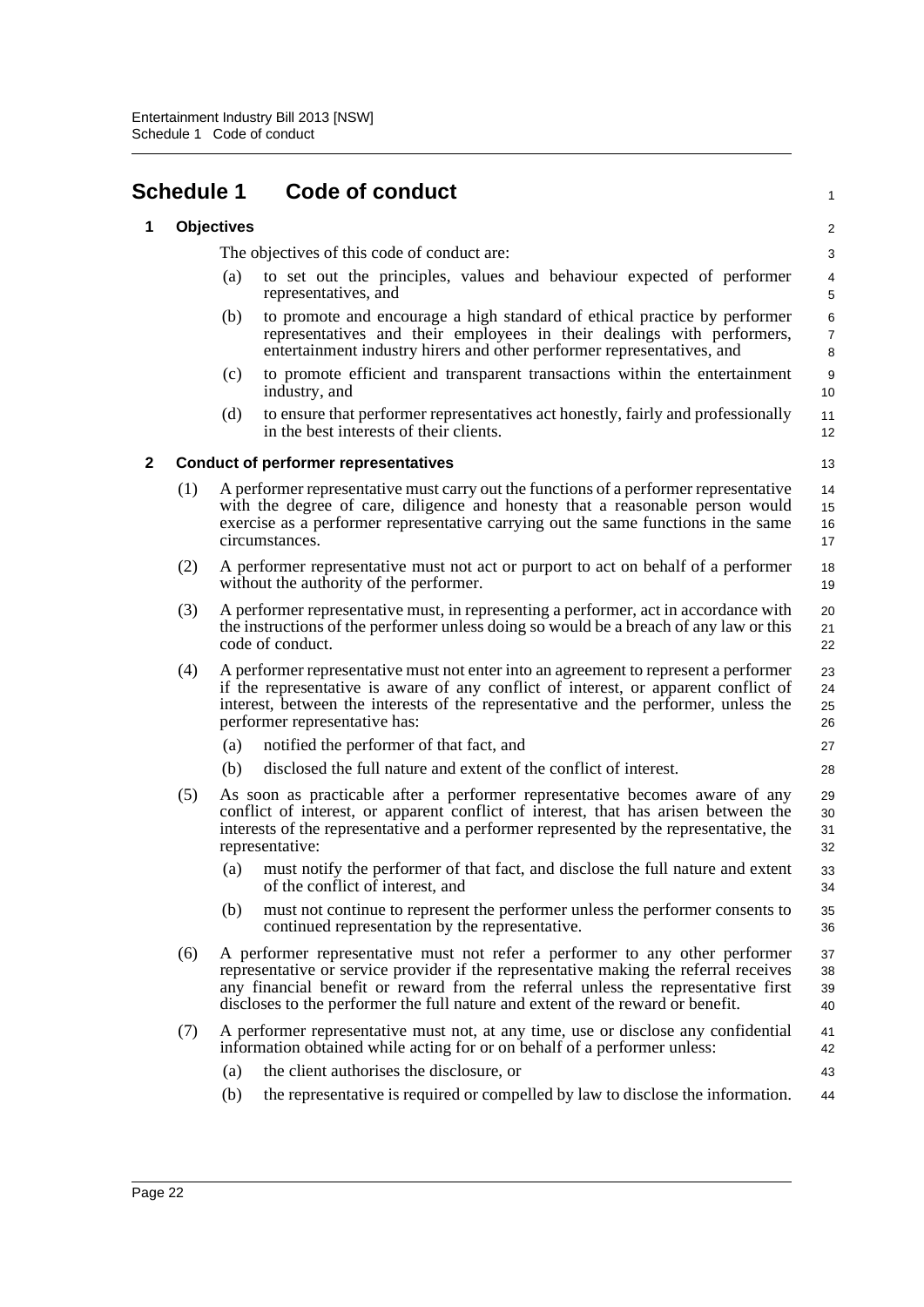# Schedule 1 Code of conduct

## 1 Objectives

The objectives of this code of conduct are:

(a) to set out the principles, values and behaviour expected of performer representatives, and

(b) to promote and encourage a high standard of ethical practice by performer representatives and their employees in their dealings with performers, entertainment industry hirers and other performer representatives, and

(c) to promote efficient and transparent transactions within the entertainment industry, and

(d) to ensure that performer representatives act honestly, fairly and professionally in the best interests of their clients.

## 2 Conduct of performer representatives

(1) A performer representative must carry out the functions of a performer representative with the degree of care, diligence and honesty that a reasonable person would exercise as a performer representative carrying out the same functions in the same circumstances.

(2) A performer representative must not act or purport to act on behalf of a performer without the authority of the performer.

(3) A performer representative must, in representing a performer, act in accordance with the instructions of the performer unless doing so would be a breach of any law or this code of conduct.

(4) A performer representative must not enter into an agreement to represent a performer if the representative is aware of any conflict of interest, or apparent conflict of interest, between the interests of the representative and the performer, unless the performer representative has:

(a) notified the performer of that fact, and

(b) disclosed the full nature and extent of the conflict of interest.

(5) As soon as practicable after a performer representative becomes aware of any conflict of interest, or apparent conflict of interest, that has arisen between the interests of the representative and a performer represented by the representative, the representative:

(a) must notify the performer of that fact, and disclose the full nature and extent of the conflict of interest, and

(b) must not continue to represent the performer unless the performer consents to continued representation by the representative.

(6) A performer representative must not refer a performer to any other performer representative or service provider if the representative making the referral receives any financial benefit or reward from the referral unless the representative first discloses to the performer the full nature and extent of the reward or benefit.

(7) A performer representative must not, at any time, use or disclose any confidential information obtained while acting for or on behalf of a performer unless:

(a) the client authorises the disclosure, or

(b) the representative is required or compelled by law to disclose the information.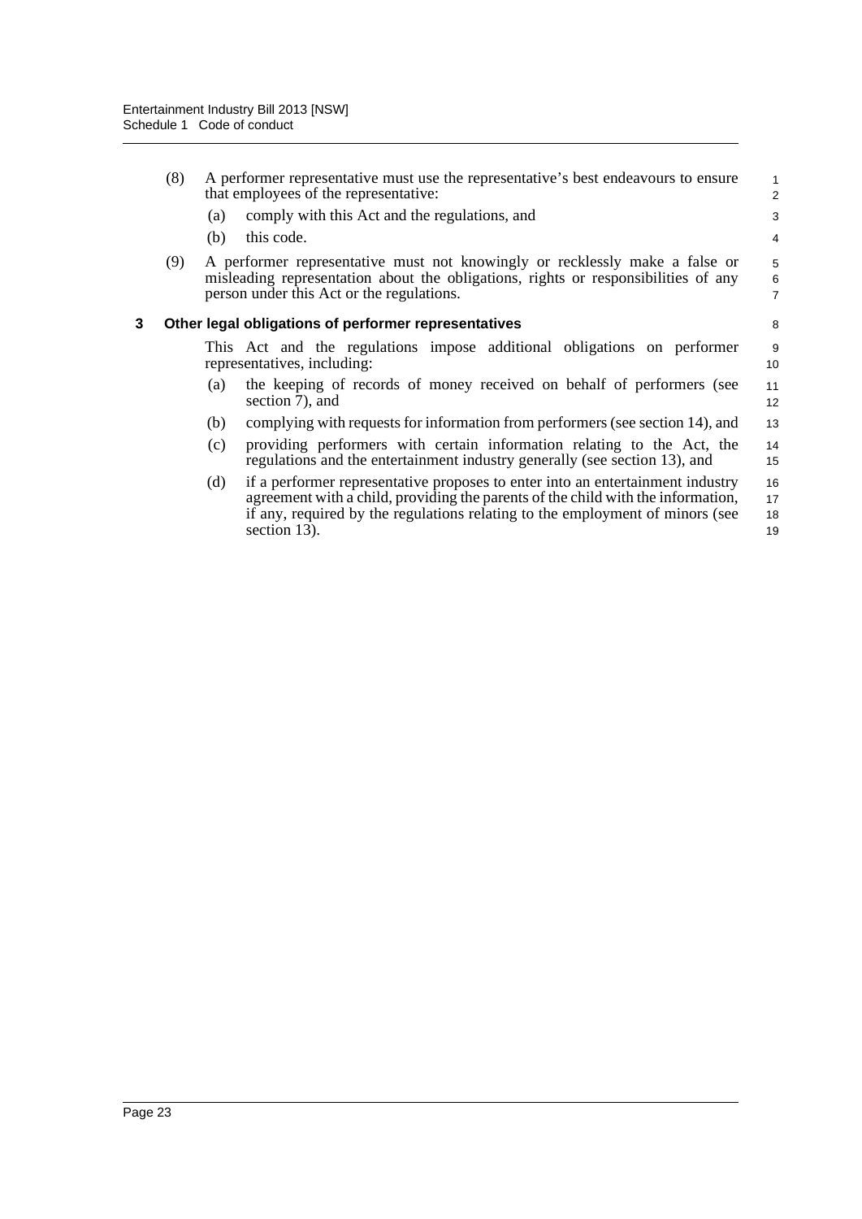(8) A performer representative must use the representative's best endeavours to ensure that employees of the representative:

(a) comply with this Act and the regulations, and

(b) this code.

(9) A performer representative must not knowingly or recklessly make a false or misleading representation about the obligations, rights or responsibilities of any person under this Act or the regulations.

## 3 Other legal obligations of performer representatives

This Act and the regulations impose additional obligations on performer representatives, including:

(a) the keeping of records of money received on behalf of performers (see section 7), and

(b) complying with requests for information from performers (see section 14), and

(c) providing performers with certain information relating to the Act, the regulations and the entertainment industry generally (see section 13), and

(d) if a performer representative proposes to enter into an entertainment industry agreement with a child, providing the parents of the child with the information, if any, required by the regulations relating to the employment of minors (see section 13).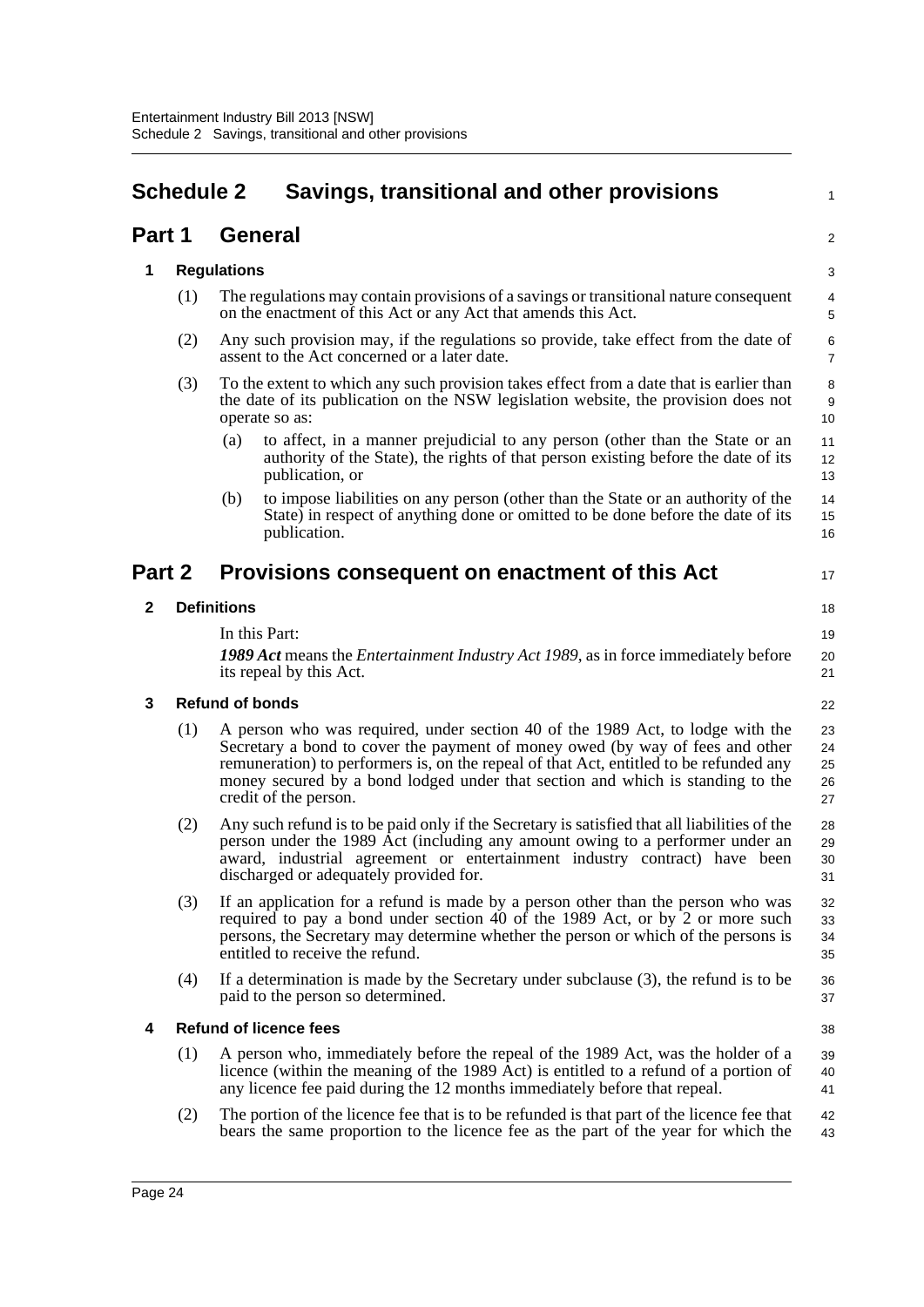# Schedule 2 Savings, transitional and other provisions

## Part 1 General

### 1 Regulations

(1) The regulations may contain provisions of a savings or transitional nature consequent on the enactment of this Act or any Act that amends this Act.

(2) Any such provision may, if the regulations so provide, take effect from the date of assent to the Act concerned or a later date.

(3) To the extent to which any such provision takes effect from a date that is earlier than the date of its publication on the NSW legislation website, the provision does not operate so as:

- (a) to affect, in a manner prejudicial to any person (other than the State or an authority of the State), the rights of that person existing before the date of its publication, or
- (b) to impose liabilities on any person (other than the State or an authority of the State) in respect of anything done or omitted to be done before the date of its publication.

## Part 2 Provisions consequent on enactment of this Act

### 2 Definitions

In this Part:

***1989 Act*** means the *Entertainment Industry Act 1989*, as in force immediately before its repeal by this Act.

### 3 Refund of bonds

(1) A person who was required, under section 40 of the 1989 Act, to lodge with the Secretary a bond to cover the payment of money owed (by way of fees and other remuneration) to performers is, on the repeal of that Act, entitled to be refunded any money secured by a bond lodged under that section and which is standing to the credit of the person.

(2) Any such refund is to be paid only if the Secretary is satisfied that all liabilities of the person under the 1989 Act (including any amount owing to a performer under an award, industrial agreement or entertainment industry contract) have been discharged or adequately provided for.

(3) If an application for a refund is made by a person other than the person who was required to pay a bond under section 40 of the 1989 Act, or by 2 or more such persons, the Secretary may determine whether the person or which of the persons is entitled to receive the refund.

(4) If a determination is made by the Secretary under subclause (3), the refund is to be paid to the person so determined.

### 4 Refund of licence fees

(1) A person who, immediately before the repeal of the 1989 Act, was the holder of a licence (within the meaning of the 1989 Act) is entitled to a refund of a portion of any licence fee paid during the 12 months immediately before that repeal.

(2) The portion of the licence fee that is to be refunded is that part of the licence fee that bears the same proportion to the licence fee as the part of the year for which the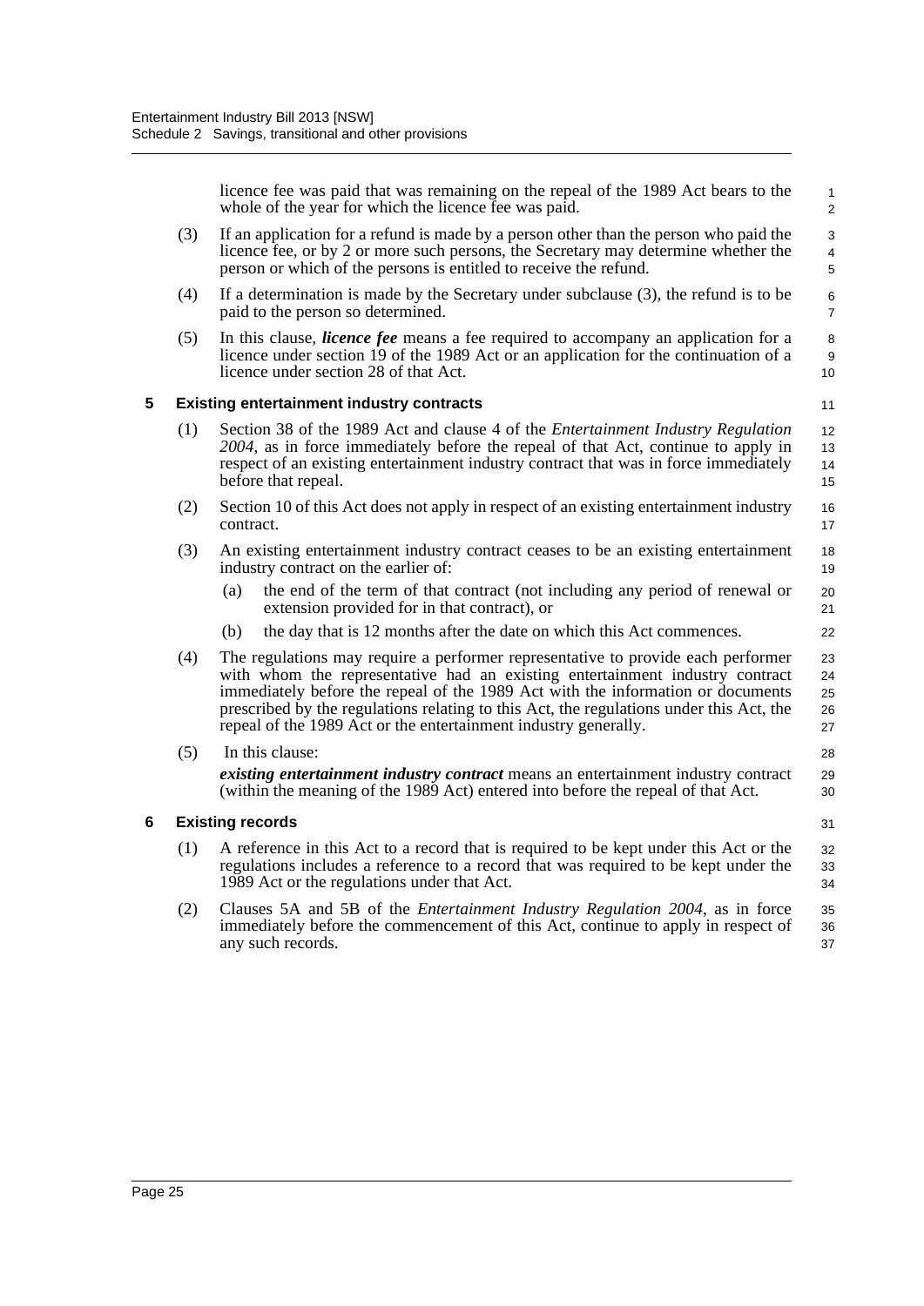licence fee was paid that was remaining on the repeal of the 1989 Act bears to the whole of the year for which the licence fee was paid.

(3) If an application for a refund is made by a person other than the person who paid the licence fee, or by 2 or more such persons, the Secretary may determine whether the person or which of the persons is entitled to receive the refund.

(4) If a determination is made by the Secretary under subclause (3), the refund is to be paid to the person so determined.

(5) In this clause, ***licence fee*** means a fee required to accompany an application for a licence under section 19 of the 1989 Act or an application for the continuation of a licence under section 28 of that Act.

### 5 Existing entertainment industry contracts

(1) Section 38 of the 1989 Act and clause 4 of the *Entertainment Industry Regulation 2004*, as in force immediately before the repeal of that Act, continue to apply in respect of an existing entertainment industry contract that was in force immediately before that repeal.

(2) Section 10 of this Act does not apply in respect of an existing entertainment industry contract.

(3) An existing entertainment industry contract ceases to be an existing entertainment industry contract on the earlier of:

- (a) the end of the term of that contract (not including any period of renewal or extension provided for in that contract), or
- (b) the day that is 12 months after the date on which this Act commences.

(4) The regulations may require a performer representative to provide each performer with whom the representative had an existing entertainment industry contract immediately before the repeal of the 1989 Act with the information or documents prescribed by the regulations relating to this Act, the regulations under this Act, the repeal of the 1989 Act or the entertainment industry generally.

(5) In this clause:

***existing entertainment industry contract*** means an entertainment industry contract (within the meaning of the 1989 Act) entered into before the repeal of that Act.

### 6 Existing records

(1) A reference in this Act to a record that is required to be kept under this Act or the regulations includes a reference to a record that was required to be kept under the 1989 Act or the regulations under that Act.

(2) Clauses 5A and 5B of the *Entertainment Industry Regulation 2004*, as in force immediately before the commencement of this Act, continue to apply in respect of any such records.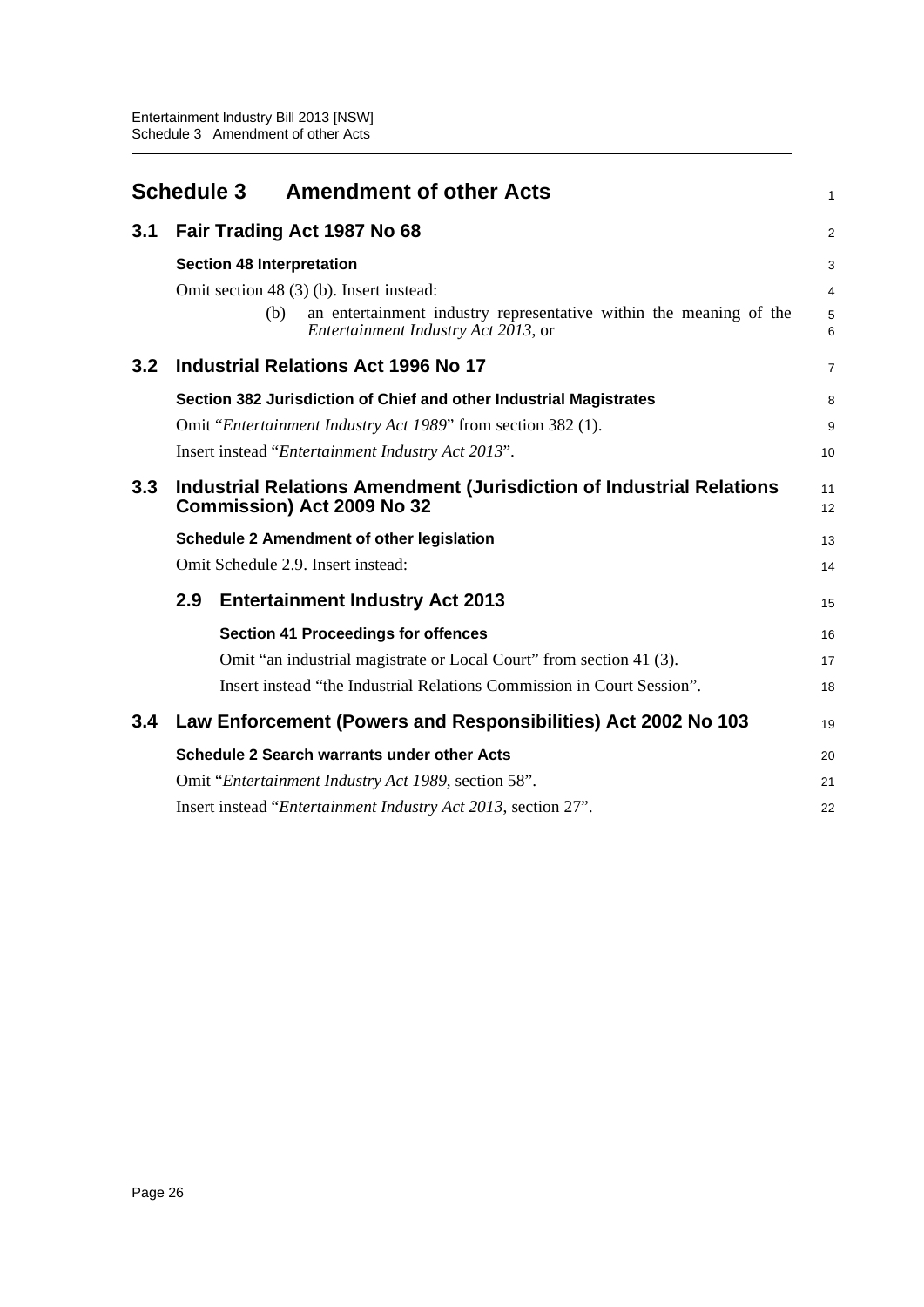## Schedule 3 Amendment of other Acts

### 3.1 Fair Trading Act 1987 No 68

**Section 48 Interpretation**

Omit section 48 (3) (b). Insert instead:

> (b) an entertainment industry representative within the meaning of the *Entertainment Industry Act 2013*, or

### 3.2 Industrial Relations Act 1996 No 17

**Section 382 Jurisdiction of Chief and other Industrial Magistrates**

Omit "*Entertainment Industry Act 1989*" from section 382 (1).

Insert instead "*Entertainment Industry Act 2013*".

### 3.3 Industrial Relations Amendment (Jurisdiction of Industrial Relations Commission) Act 2009 No 32

**Schedule 2 Amendment of other legislation**

Omit Schedule 2.9. Insert instead:

#### 2.9 Entertainment Industry Act 2013

**Section 41 Proceedings for offences**

Omit "an industrial magistrate or Local Court" from section 41 (3).

Insert instead "the Industrial Relations Commission in Court Session".

### 3.4 Law Enforcement (Powers and Responsibilities) Act 2002 No 103

**Schedule 2 Search warrants under other Acts**

Omit "*Entertainment Industry Act 1989*, section 58".

Insert instead "*Entertainment Industry Act 2013*, section 27".